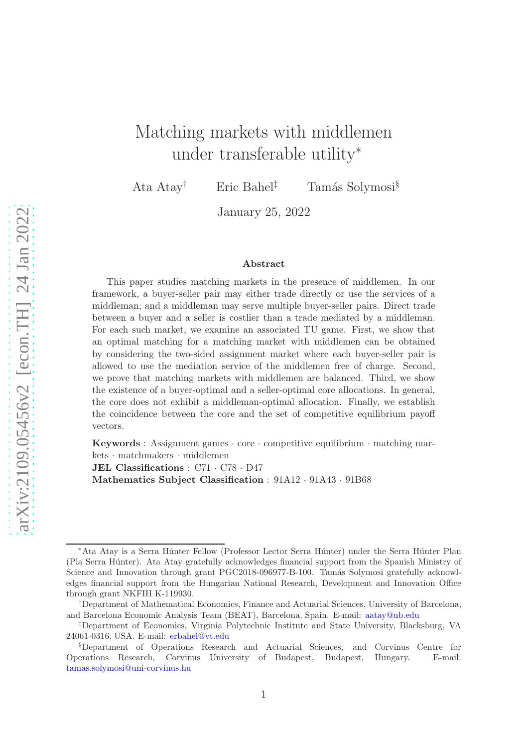# Matching markets with middlemen under transferable utility*

Ata Atay[†] Eric Bahel[‡] Tamás Solymosi[§]

January 25, 2022

## Abstract

This paper studies matching markets in the presence of middlemen. In our framework, a buyer-seller pair may either trade directly or use the services of a middleman; and a middleman may serve multiple buyer-seller pairs. Direct trade between a buyer and a seller is costlier than a trade mediated by a middleman. For each such market, we examine an associated TU game. First, we show that an optimal matching for a matching market with middlemen can be obtained by considering the two-sided assignment market where each buyer-seller pair is allowed to use the mediation service of the middlemen free of charge. Second, we prove that matching markets with middlemen are balanced. Third, we show the existence of a buyer-optimal and a seller-optimal core allocations. In general, the core does not exhibit a middleman-optimal allocation. Finally, we establish the coincidence between the core and the set of competitive equilibrium payoff vectors.

**Keywords** : Assignment games · core · competitive equilibrium · matching markets · matchmakers · middlemen

**JEL Classifications** : C71 · C78 · D47

**Mathematics Subject Classification** : 91A12 · 91A43 · 91B68

---

*Ata Atay is a Serra Húnter Fellow (Professor Lector Serra Húnter) under the Serra Húnter Plan (Pla Serra Húnter). Ata Atay gratefully acknowledges financial support from the Spanish Ministry of Science and Innovation through grant PGC2018-096977-B-100. Tamás Solymosi gratefully acknowledges financial support from the Hungarian National Research, Development and Innovation Office through grant NKFIH K-119930.

[†]Department of Mathematical Economics, Finance and Actuarial Sciences, University of Barcelona, and Barcelona Economic Analysis Team (BEAT), Barcelona, Spain. E-mail: aatay@ub.edu

[‡]Department of Economics, Virginia Polytechnic Institute and State University, Blacksburg, VA 24061-0316, USA. E-mail: erbahel@vt.edu

[§]Department of Operations Research and Actuarial Sciences, and Corvinus Centre for Operations Research, Corvinus University of Budapest, Budapest, Hungary. E-mail: tamas.solymosi@uni-corvinus.hu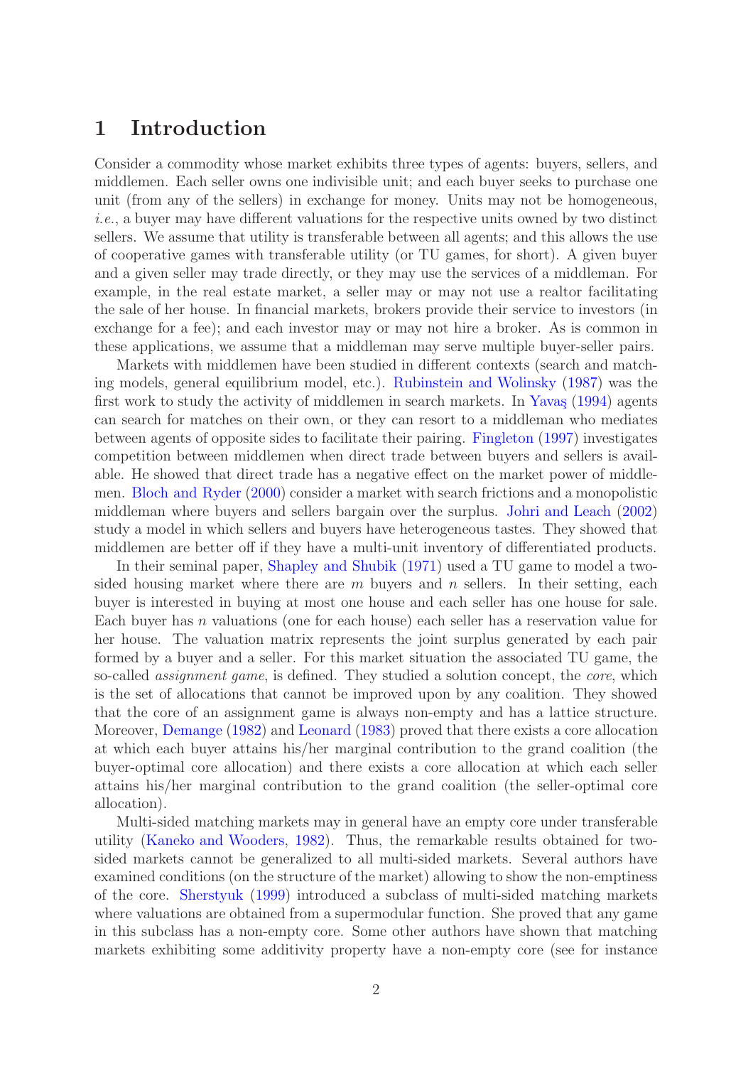# 1 Introduction

Consider a commodity whose market exhibits three types of agents: buyers, sellers, and middlemen. Each seller owns one indivisible unit; and each buyer seeks to purchase one unit (from any of the sellers) in exchange for money. Units may not be homogeneous, *i.e.*, a buyer may have different valuations for the respective units owned by two distinct sellers. We assume that utility is transferable between all agents; and this allows the use of cooperative games with transferable utility (or TU games, for short). A given buyer and a given seller may trade directly, or they may use the services of a middleman. For example, in the real estate market, a seller may or may not use a realtor facilitating the sale of her house. In financial markets, brokers provide their service to investors (in exchange for a fee); and each investor may or may not hire a broker. As is common in these applications, we assume that a middleman may serve multiple buyer-seller pairs.

Markets with middlemen have been studied in different contexts (search and matching models, general equilibrium model, etc.). Rubinstein and Wolinsky (1987) was the first work to study the activity of middlemen in search markets. In Yavaş (1994) agents can search for matches on their own, or they can resort to a middleman who mediates between agents of opposite sides to facilitate their pairing. Fingleton (1997) investigates competition between middlemen when direct trade between buyers and sellers is available. He showed that direct trade has a negative effect on the market power of middlemen. Bloch and Ryder (2000) consider a market with search frictions and a monopolistic middleman where buyers and sellers bargain over the surplus. Johri and Leach (2002) study a model in which sellers and buyers have heterogeneous tastes. They showed that middlemen are better off if they have a multi-unit inventory of differentiated products.

In their seminal paper, Shapley and Shubik (1971) used a TU game to model a two-sided housing market where there are $m$ buyers and $n$ sellers. In their setting, each buyer is interested in buying at most one house and each seller has one house for sale. Each buyer has $n$ valuations (one for each house) each seller has a reservation value for her house. The valuation matrix represents the joint surplus generated by each pair formed by a buyer and a seller. For this market situation the associated TU game, the so-called *assignment game*, is defined. They studied a solution concept, the *core*, which is the set of allocations that cannot be improved upon by any coalition. They showed that the core of an assignment game is always non-empty and has a lattice structure. Moreover, Demange (1982) and Leonard (1983) proved that there exists a core allocation at which each buyer attains his/her marginal contribution to the grand coalition (the buyer-optimal core allocation) and there exists a core allocation at which each seller attains his/her marginal contribution to the grand coalition (the seller-optimal core allocation).

Multi-sided matching markets may in general have an empty core under transferable utility (Kaneko and Wooders, 1982). Thus, the remarkable results obtained for two-sided markets cannot be generalized to all multi-sided markets. Several authors have examined conditions (on the structure of the market) allowing to show the non-emptiness of the core. Sherstyuk (1999) introduced a subclass of multi-sided matching markets where valuations are obtained from a supermodular function. She proved that any game in this subclass has a non-empty core. Some other authors have shown that matching markets exhibiting some additivity property have a non-empty core (see for instance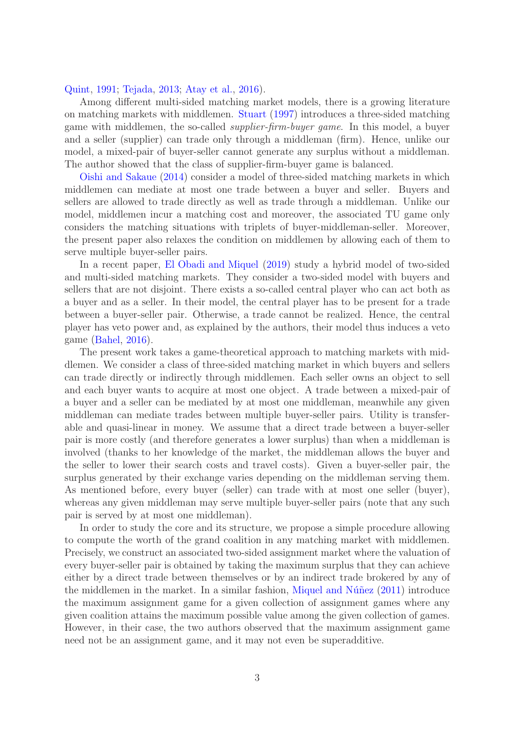Quint, 1991; Tejada, 2013; Atay et al., 2016).

Among different multi-sided matching market models, there is a growing literature on matching markets with middlemen. Stuart (1997) introduces a three-sided matching game with middlemen, the so-called *supplier-firm-buyer game*. In this model, a buyer and a seller (supplier) can trade only through a middleman (firm). Hence, unlike our model, a mixed-pair of buyer-seller cannot generate any surplus without a middleman. The author showed that the class of supplier-firm-buyer game is balanced.

Oishi and Sakaue (2014) consider a model of three-sided matching markets in which middlemen can mediate at most one trade between a buyer and seller. Buyers and sellers are allowed to trade directly as well as trade through a middleman. Unlike our model, middlemen incur a matching cost and moreover, the associated TU game only considers the matching situations with triplets of buyer-middleman-seller. Moreover, the present paper also relaxes the condition on middlemen by allowing each of them to serve multiple buyer-seller pairs.

In a recent paper, El Obadi and Miquel (2019) study a hybrid model of two-sided and multi-sided matching markets. They consider a two-sided model with buyers and sellers that are not disjoint. There exists a so-called central player who can act both as a buyer and as a seller. In their model, the central player has to be present for a trade between a buyer-seller pair. Otherwise, a trade cannot be realized. Hence, the central player has veto power and, as explained by the authors, their model thus induces a veto game (Bahel, 2016).

The present work takes a game-theoretical approach to matching markets with middlemen. We consider a class of three-sided matching market in which buyers and sellers can trade directly or indirectly through middlemen. Each seller owns an object to sell and each buyer wants to acquire at most one object. A trade between a mixed-pair of a buyer and a seller can be mediated by at most one middleman, meanwhile any given middleman can mediate trades between multiple buyer-seller pairs. Utility is transferable and quasi-linear in money. We assume that a direct trade between a buyer-seller pair is more costly (and therefore generates a lower surplus) than when a middleman is involved (thanks to her knowledge of the market, the middleman allows the buyer and the seller to lower their search costs and travel costs). Given a buyer-seller pair, the surplus generated by their exchange varies depending on the middleman serving them. As mentioned before, every buyer (seller) can trade with at most one seller (buyer), whereas any given middleman may serve multiple buyer-seller pairs (note that any such pair is served by at most one middleman).

In order to study the core and its structure, we propose a simple procedure allowing to compute the worth of the grand coalition in any matching market with middlemen. Precisely, we construct an associated two-sided assignment market where the valuation of every buyer-seller pair is obtained by taking the maximum surplus that they can achieve either by a direct trade between themselves or by an indirect trade brokered by any of the middlemen in the market. In a similar fashion, Miquel and Núñez (2011) introduce the maximum assignment game for a given collection of assignment games where any given coalition attains the maximum possible value among the given collection of games. However, in their case, the two authors observed that the maximum assignment game need not be an assignment game, and it may not even be superadditive.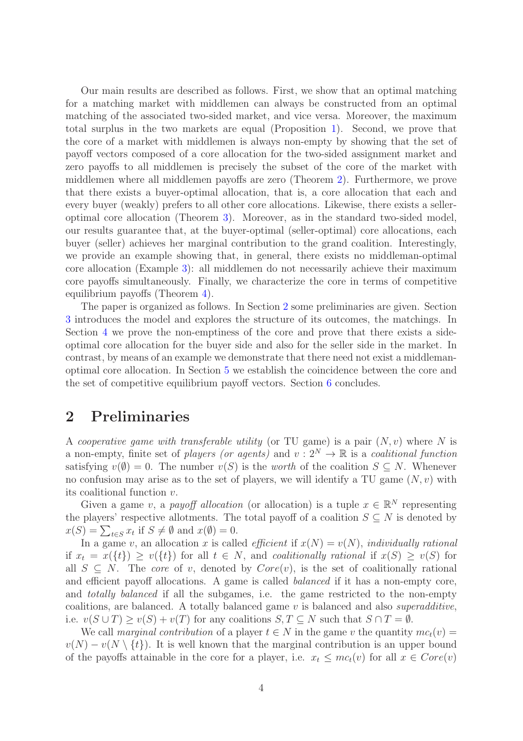Our main results are described as follows. First, we show that an optimal matching for a matching market with middlemen can always be constructed from an optimal matching of the associated two-sided market, and vice versa. Moreover, the maximum total surplus in the two markets are equal (Proposition 1). Second, we prove that the core of a market with middlemen is always non-empty by showing that the set of payoff vectors composed of a core allocation for the two-sided assignment market and zero payoffs to all middlemen is precisely the subset of the core of the market with middlemen where all middlemen payoffs are zero (Theorem 2). Furthermore, we prove that there exists a buyer-optimal allocation, that is, a core allocation that each and every buyer (weakly) prefers to all other core allocations. Likewise, there exists a seller-optimal core allocation (Theorem 3). Moreover, as in the standard two-sided model, our results guarantee that, at the buyer-optimal (seller-optimal) core allocations, each buyer (seller) achieves her marginal contribution to the grand coalition. Interestingly, we provide an example showing that, in general, there exists no middleman-optimal core allocation (Example 3): all middlemen do not necessarily achieve their maximum core payoffs simultaneously. Finally, we characterize the core in terms of competitive equilibrium payoffs (Theorem 4).

The paper is organized as follows. In Section 2 some preliminaries are given. Section 3 introduces the model and explores the structure of its outcomes, the matchings. In Section 4 we prove the non-emptiness of the core and prove that there exists a side-optimal core allocation for the buyer side and also for the seller side in the market. In contrast, by means of an example we demonstrate that there need not exist a middleman-optimal core allocation. In Section 5 we establish the coincidence between the core and the set of competitive equilibrium payoff vectors. Section 6 concludes.

## 2 Preliminaries

A *cooperative game with transferable utility* (or TU game) is a pair $(N, v)$ where $N$ is a non-empty, finite set of *players (or agents)* and $v : 2^N \to \mathbb{R}$ is a *coalitional function* satisfying $v(\emptyset) = 0$. The number $v(S)$ is the *worth* of the coalition $S \subseteq N$. Whenever no confusion may arise as to the set of players, we will identify a TU game $(N, v)$ with its coalitional function $v$.

Given a game $v$, a *payoff allocation* (or allocation) is a tuple $x \in \mathbb{R}^N$ representing the players' respective allotments. The total payoff of a coalition $S \subseteq N$ is denoted by $x(S) = \sum_{t \in S} x_t$ if $S \neq \emptyset$ and $x(\emptyset) = 0$.

In a game $v$, an allocation $x$ is called *efficient* if $x(N) = v(N)$, *individually rational* if $x_t = x(\{t\}) \geq v(\{t\})$ for all $t \in N$, and *coalitionally rational* if $x(S) \geq v(S)$ for all $S \subseteq N$. The *core* of $v$, denoted by $Core(v)$, is the set of coalitionally rational and efficient payoff allocations. A game is called *balanced* if it has a non-empty core, and *totally balanced* if all the subgames, i.e. the game restricted to the non-empty coalitions, are balanced. A totally balanced game $v$ is balanced and also *superadditive*, i.e. $v(S \cup T) \geq v(S) + v(T)$ for any coalitions $S, T \subseteq N$ such that $S \cap T = \emptyset$.

We call *marginal contribution* of a player $t \in N$ in the game $v$ the quantity $mc_t(v) = v(N) - v(N \setminus \{t\})$. It is well known that the marginal contribution is an upper bound of the payoffs attainable in the core for a player, i.e. $x_t \leq mc_t(v)$ for all $x \in Core(v)$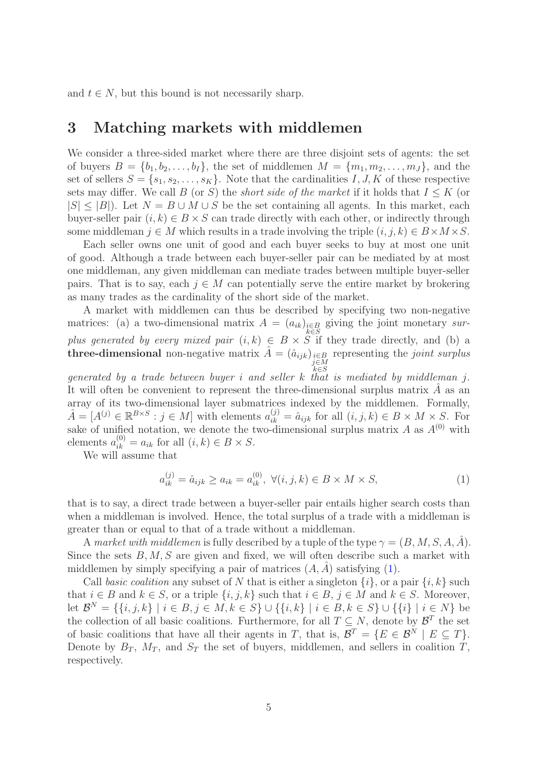and $t \in N$, but this bound is not necessarily sharp.

# 3 Matching markets with middlemen

We consider a three-sided market where there are three disjoint sets of agents: the set of buyers $B = \{b_1, b_2, \ldots, b_I\}$, the set of middlemen $M = \{m_1, m_2, \ldots, m_J\}$, and the set of sellers $S = \{s_1, s_2, \ldots, s_K\}$. Note that the cardinalities $I, J, K$ of these respective sets may differ. We call $B$ (or $S$) the *short side of the market* if it holds that $I \leq K$ (or $|S| \leq |B|$). Let $N = B \cup M \cup S$ be the set containing all agents. In this market, each buyer-seller pair $(i, k) \in B \times S$ can trade directly with each other, or indirectly through some middleman $j \in M$ which results in a trade involving the triple $(i, j, k) \in B \times M \times S$.

Each seller owns one unit of good and each buyer seeks to buy at most one unit of good. Although a trade between each buyer-seller pair can be mediated by at most one middleman, any given middleman can mediate trades between multiple buyer-seller pairs. That is to say, each $j \in M$ can potentially serve the entire market by brokering as many trades as the cardinality of the short side of the market.

A market with middlemen can thus be described by specifying two non-negative matrices: (a) a two-dimensional matrix $A = (a_{ik})_{\substack{i \in B \\ k \in S}}$ giving the joint monetary *surplus generated by every mixed pair* $(i, k) \in B \times S$ if they trade directly, and (b) a **three-dimensional** non-negative matrix $\hat{A} = (\hat{a}_{ijk})_{\substack{i \in B \\ j \in M \\ k \in S}}$ representing the *joint surplus generated by a trade between buyer i and seller k that is mediated by middleman j*. It will often be convenient to represent the three-dimensional surplus matrix $\hat{A}$ as an array of its two-dimensional layer submatrices indexed by the middlemen. Formally, $\hat{A} = [A^{(j)} \in \mathbb{R}^{B \times S} : j \in M]$ with elements $a_{ik}^{(j)} = \hat{a}_{ijk}$ for all $(i, j, k) \in B \times M \times S$. For sake of unified notation, we denote the two-dimensional surplus matrix $A$ as $A^{(0)}$ with elements $a_{ik}^{(0)} = a_{ik}$ for all $(i, k) \in B \times S$.

We will assume that

$$a_{ik}^{(j)} = \hat{a}_{ijk} \geq a_{ik} = a_{ik}^{(0)}, \ \forall (i, j, k) \in B \times M \times S, \tag{1}$$

that is to say, a direct trade between a buyer-seller pair entails higher search costs than when a middleman is involved. Hence, the total surplus of a trade with a middleman is greater than or equal to that of a trade without a middleman.

A *market with middlemen* is fully described by a tuple of the type $\gamma = (B, M, S, A, \hat{A})$. Since the sets $B, M, S$ are given and fixed, we will often describe such a market with middlemen by simply specifying a pair of matrices $(A, \hat{A})$ satisfying (1).

Call *basic coalition* any subset of $N$ that is either a singleton $\{i\}$, or a pair $\{i, k\}$ such that $i \in B$ and $k \in S$, or a triple $\{i, j, k\}$ such that $i \in B$, $j \in M$ and $k \in S$. Moreover, let $\mathcal{B}^N = \{\{i, j, k\} \mid i \in B, j \in M, k \in S\} \cup \{\{i, k\} \mid i \in B, k \in S\} \cup \{\{i\} \mid i \in N\}$ be the collection of all basic coalitions. Furthermore, for all $T \subseteq N$, denote by $\mathcal{B}^T$ the set of basic coalitions that have all their agents in $T$, that is, $\mathcal{B}^T = \{E \in \mathcal{B}^N \mid E \subseteq T\}$. Denote by $B_T$, $M_T$, and $S_T$ the set of buyers, middlemen, and sellers in coalition $T$, respectively.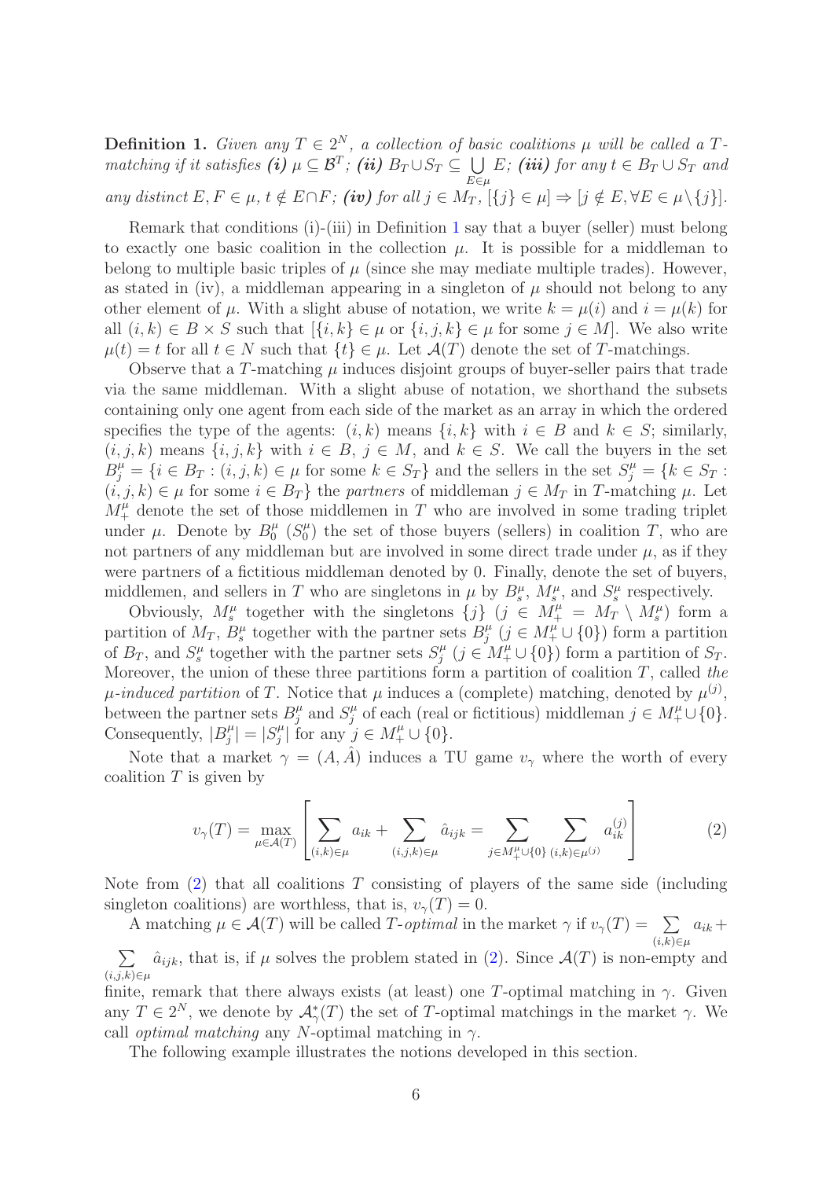**Definition 1.** *Given any $T \in 2^N$, a collection of basic coalitions $\mu$ will be called a $T$-matching if it satisfies **(i)** $\mu \subseteq \mathcal{B}^T$; **(ii)** $B_T \cup S_T \subseteq \bigcup_{E \in \mu} E$; **(iii)** for any $t \in B_T \cup S_T$ and any distinct $E, F \in \mu$, $t \notin E \cap F$; **(iv)** for all $j \in M_T$, $[\{j\} \in \mu] \Rightarrow [j \notin E, \forall E \in \mu \setminus \{j\}]$.*

Remark that conditions (i)-(iii) in Definition 1 say that a buyer (seller) must belong to exactly one basic coalition in the collection $\mu$. It is possible for a middleman to belong to multiple basic triples of $\mu$ (since she may mediate multiple trades). However, as stated in (iv), a middleman appearing in a singleton of $\mu$ should not belong to any other element of $\mu$. With a slight abuse of notation, we write $k = \mu(i)$ and $i = \mu(k)$ for all $(i, k) \in B \times S$ such that $[\{i, k\} \in \mu$ or $\{i, j, k\} \in \mu$ for some $j \in M]$. We also write $\mu(t) = t$ for all $t \in N$ such that $\{t\} \in \mu$. Let $\mathcal{A}(T)$ denote the set of $T$-matchings.

Observe that a $T$-matching $\mu$ induces disjoint groups of buyer-seller pairs that trade via the same middleman. With a slight abuse of notation, we shorthand the subsets containing only one agent from each side of the market as an array in which the ordered specifies the type of the agents: $(i, k)$ means $\{i, k\}$ with $i \in B$ and $k \in S$; similarly, $(i, j, k)$ means $\{i, j, k\}$ with $i \in B$, $j \in M$, and $k \in S$. We call the buyers in the set $B_j^\mu = \{i \in B_T : (i, j, k) \in \mu \text{ for some } k \in S_T\}$ and the sellers in the set $S_j^\mu = \{k \in S_T : (i, j, k) \in \mu \text{ for some } i \in B_T\}$ the *partners* of middleman $j \in M_T$ in $T$-matching $\mu$. Let $M_+^\mu$ denote the set of those middlemen in $T$ who are involved in some trading triplet under $\mu$. Denote by $B_0^\mu$ ($S_0^\mu$) the set of those buyers (sellers) in coalition $T$, who are not partners of any middleman but are involved in some direct trade under $\mu$, as if they were partners of a fictitious middleman denoted by 0. Finally, denote the set of buyers, middlemen, and sellers in $T$ who are singletons in $\mu$ by $B_s^\mu$, $M_s^\mu$, and $S_s^\mu$ respectively.

Obviously, $M_s^\mu$ together with the singletons $\{j\}$ ($j \in M_+^\mu = M_T \setminus M_s^\mu$) form a partition of $M_T$, $B_s^\mu$ together with the partner sets $B_j^\mu$ ($j \in M_+^\mu \cup \{0\}$) form a partition of $B_T$, and $S_s^\mu$ together with the partner sets $S_j^\mu$ ($j \in M_+^\mu \cup \{0\}$) form a partition of $S_T$. Moreover, the union of these three partitions form a partition of coalition $T$, called *the $\mu$-induced partition* of $T$. Notice that $\mu$ induces a (complete) matching, denoted by $\mu^{(j)}$, between the partner sets $B_j^\mu$ and $S_j^\mu$ of each (real or fictitious) middleman $j \in M_+^\mu \cup \{0\}$. Consequently, $|B_j^\mu| = |S_j^\mu|$ for any $j \in M_+^\mu \cup \{0\}$.

Note that a market $\gamma = (A, \hat{A})$ induces a TU game $v_\gamma$ where the worth of every coalition $T$ is given by

$$v_\gamma(T) = \max_{\mu \in \mathcal{A}(T)} \left[ \sum_{(i,k) \in \mu} a_{ik} + \sum_{(i,j,k) \in \mu} \hat{a}_{ijk} = \sum_{j \in M_+^\mu \cup \{0\}} \sum_{(i,k) \in \mu^{(j)}} a_{ik}^{(j)} \right] \tag{2}$$

Note from (2) that all coalitions $T$ consisting of players of the same side (including singleton coalitions) are worthless, that is, $v_\gamma(T) = 0$.

A matching $\mu \in \mathcal{A}(T)$ will be called *$T$-optimal* in the market $\gamma$ if $v_\gamma(T) = \sum_{(i,k) \in \mu} a_{ik} + \sum_{(i,j,k) \in \mu} \hat{a}_{ijk}$, that is, if $\mu$ solves the problem stated in (2). Since $\mathcal{A}(T)$ is non-empty and finite, remark that there always exists (at least) one $T$-optimal matching in $\gamma$. Given any $T \in 2^N$, we denote by $\mathcal{A}_\gamma^*(T)$ the set of $T$-optimal matchings in the market $\gamma$. We call *optimal matching* any $N$-optimal matching in $\gamma$.

The following example illustrates the notions developed in this section.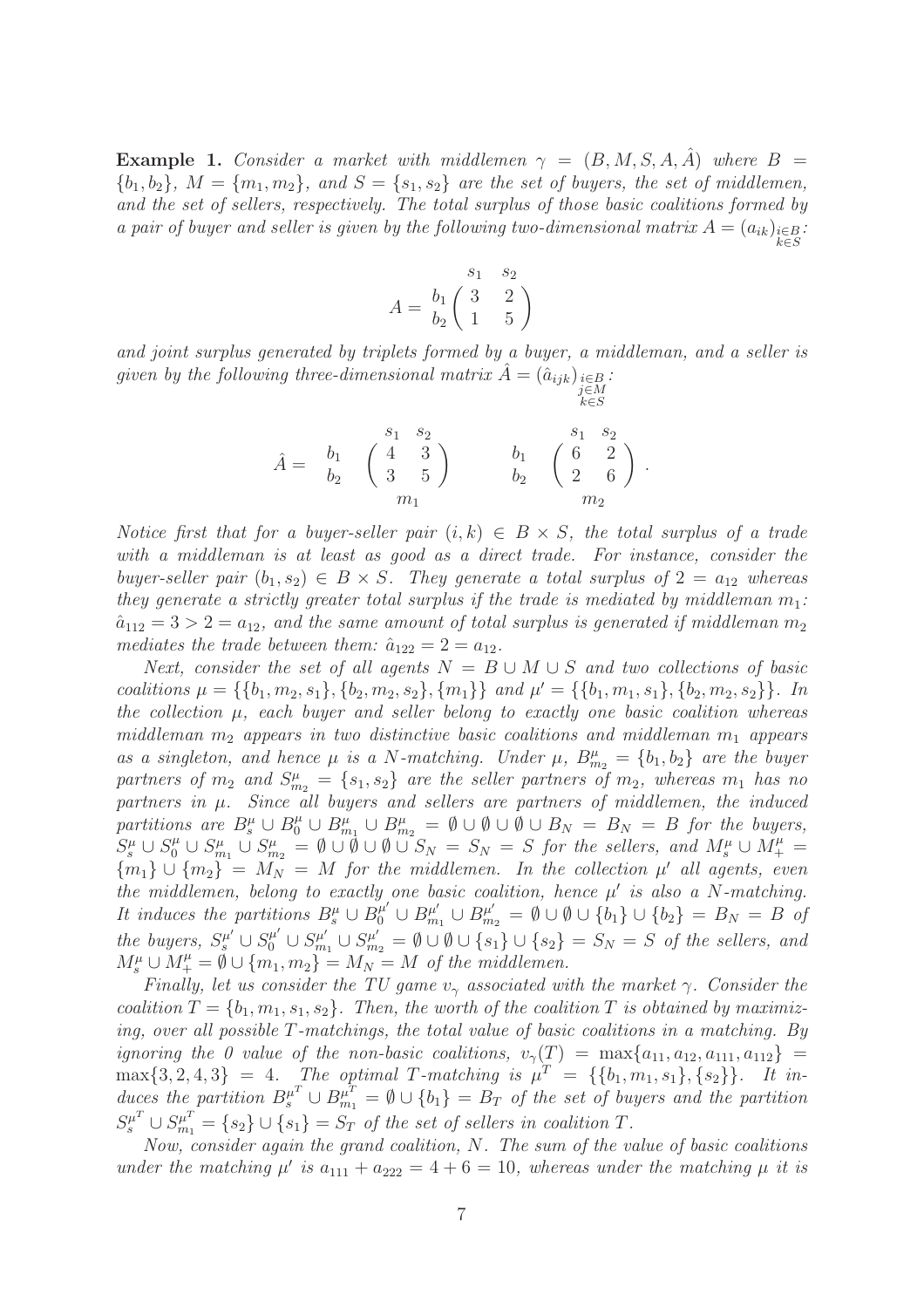**Example 1.** *Consider a market with middlemen $\gamma = (B, M, S, A, \hat{A})$ where $B = \{b_1, b_2\}$, $M = \{m_1, m_2\}$, and $S = \{s_1, s_2\}$ are the set of buyers, the set of middlemen, and the set of sellers, respectively. The total surplus of those basic coalitions formed by a pair of buyer and seller is given by the following two-dimensional matrix $A = (a_{ik})_{\substack{i \in B \\ k \in S}}$:*

$$A = \begin{array}{c} \\ b_1 \\ b_2 \end{array} \!\!\begin{array}{c} \begin{array}{cc} s_1 & s_2 \end{array} \\ \begin{pmatrix} 3 & 2 \\ 1 & 5 \end{pmatrix} \end{array}$$

*and joint surplus generated by triplets formed by a buyer, a middleman, and a seller is given by the following three-dimensional matrix $\hat{A} = (\hat{a}_{ijk})_{\substack{i \in B \\ j \in M \\ k \in S}}$:*

$$\hat{A} = \begin{array}{c} \\ b_1 \\ b_2 \\ \\ \end{array} \!\!\begin{array}{c} \begin{array}{cc} s_1 & s_2 \end{array} \\ \begin{pmatrix} 4 & 3 \\ 3 & 5 \end{pmatrix} \\ m_1 \end{array} \qquad \begin{array}{c} \\ b_1 \\ b_2 \\ \\ \end{array} \!\!\begin{array}{c} \begin{array}{cc} s_1 & s_2 \end{array} \\ \begin{pmatrix} 6 & 2 \\ 2 & 6 \end{pmatrix} \\ m_2 \end{array} .$$

*Notice first that for a buyer-seller pair $(i, k) \in B \times S$, the total surplus of a trade with a middleman is at least as good as a direct trade. For instance, consider the buyer-seller pair $(b_1, s_2) \in B \times S$. They generate a total surplus of $2 = a_{12}$ whereas they generate a strictly greater total surplus if the trade is mediated by middleman $m_1$: $\hat{a}_{112} = 3 > 2 = a_{12}$, and the same amount of total surplus is generated if middleman $m_2$ mediates the trade between them: $\hat{a}_{122} = 2 = a_{12}$.*

*Next, consider the set of all agents $N = B \cup M \cup S$ and two collections of basic coalitions $\mu = \{\{b_1, m_2, s_1\}, \{b_2, m_2, s_2\}, \{m_1\}\}$ and $\mu' = \{\{b_1, m_1, s_1\}, \{b_2, m_2, s_2\}\}$. In the collection $\mu$, each buyer and seller belong to exactly one basic coalition whereas middleman $m_2$ appears in two distinctive basic coalitions and middleman $m_1$ appears as a singleton, and hence $\mu$ is a $N$-matching. Under $\mu$, $B^{\mu}_{m_2} = \{b_1, b_2\}$ are the buyer partners of $m_2$ and $S^{\mu}_{m_2} = \{s_1, s_2\}$ are the seller partners of $m_2$, whereas $m_1$ has no partners in $\mu$. Since all buyers and sellers are partners of middlemen, the induced partitions are $B^{\mu}_s \cup B^{\mu}_0 \cup B^{\mu}_{m_1} \cup B^{\mu}_{m_2} = \emptyset \cup \emptyset \cup \emptyset \cup B_N = B_N = B$ for the buyers, $S^{\mu}_s \cup S^{\mu}_0 \cup S^{\mu}_{m_1} \cup S^{\mu}_{m_2} = \emptyset \cup \emptyset \cup \emptyset \cup S_N = S_N = S$ for the sellers, and $M^{\mu}_s \cup M^{\mu}_+ = \{m_1\} \cup \{m_2\} = M_N = M$ for the middlemen. In the collection $\mu'$ all agents, even the middlemen, belong to exactly one basic coalition, hence $\mu'$ is also a $N$-matching. It induces the partitions $B^{\mu}_s \cup B^{\mu'}_0 \cup B^{\mu'}_{m_1} \cup B^{\mu'}_{m_2} = \emptyset \cup \emptyset \cup \{b_1\} \cup \{b_2\} = B_N = B$ of the buyers, $S^{\mu'}_s \cup S^{\mu'}_0 \cup S^{\mu'}_{m_1} \cup S^{\mu'}_{m_2} = \emptyset \cup \emptyset \cup \{s_1\} \cup \{s_2\} = S_N = S$ of the sellers, and $M^{\mu}_s \cup M^{\mu}_+ = \emptyset \cup \{m_1, m_2\} = M_N = M$ of the middlemen.*

*Finally, let us consider the TU game $v_\gamma$ associated with the market $\gamma$. Consider the coalition $T = \{b_1, m_1, s_1, s_2\}$. Then, the worth of the coalition $T$ is obtained by maximizing, over all possible $T$-matchings, the total value of basic coalitions in a matching. By ignoring the 0 value of the non-basic coalitions, $v_\gamma(T) = \max\{a_{11}, a_{12}, a_{111}, a_{112}\} = \max\{3, 2, 4, 3\} = 4$. The optimal $T$-matching is $\mu^T = \{\{b_1, m_1, s_1\}, \{s_2\}\}$. It induces the partition $B^{\mu^T}_s \cup B^{\mu^T}_{m_1} = \emptyset \cup \{b_1\} = B_T$ of the set of buyers and the partition $S^{\mu^T}_s \cup S^{\mu^T}_{m_1} = \{s_2\} \cup \{s_1\} = S_T$ of the set of sellers in coalition $T$.*

*Now, consider again the grand coalition, $N$. The sum of the value of basic coalitions under the matching $\mu'$ is $a_{111} + a_{222} = 4 + 6 = 10$, whereas under the matching $\mu$ it is*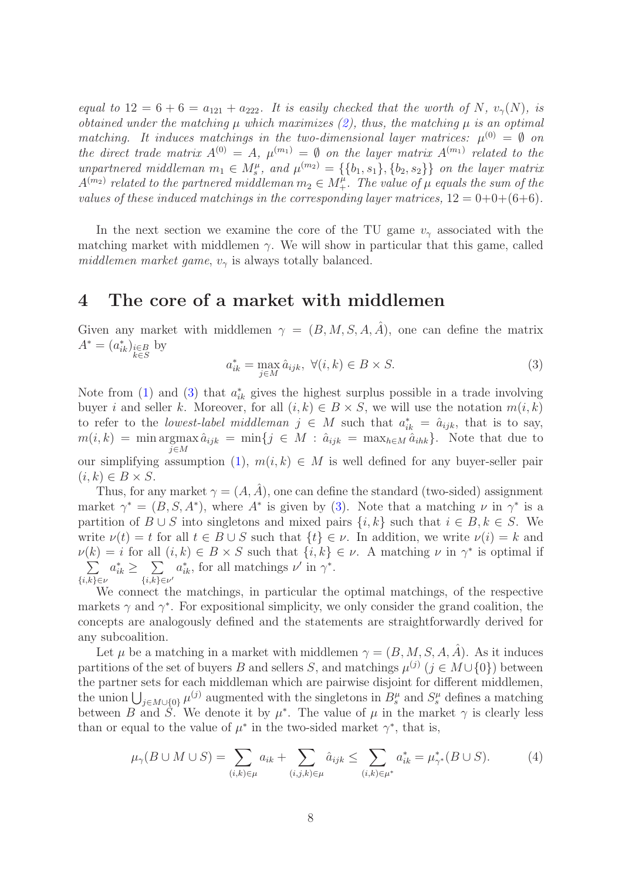*equal to* $12 = 6 + 6 = a_{121} + a_{222}$*. It is easily checked that the worth of* $N$*,* $v_\gamma(N)$*, is obtained under the matching* $\mu$ *which maximizes (2), thus, the matching* $\mu$ *is an optimal matching. It induces matchings in the two-dimensional layer matrices:* $\mu^{(0)} = \emptyset$ *on the direct trade matrix* $A^{(0)} = A$*,* $\mu^{(m_1)} = \emptyset$ *on the layer matrix* $A^{(m_1)}$ *related to the unpartnered middleman* $m_1 \in M_s^\mu$*, and* $\mu^{(m_2)} = \{\{b_1, s_1\}, \{b_2, s_2\}\}$ *on the layer matrix* $A^{(m_2)}$ *related to the partnered middleman* $m_2 \in M_+^\mu$*. The value of* $\mu$ *equals the sum of the values of these induced matchings in the corresponding layer matrices,* $12 = 0+0+(6+6)$*.*

In the next section we examine the core of the TU game $v_\gamma$ associated with the matching market with middlemen $\gamma$. We will show in particular that this game, called *middlemen market game*, $v_\gamma$ is always totally balanced.

# 4 The core of a market with middlemen

Given any market with middlemen $\gamma = (B, M, S, A, \hat{A})$, one can define the matrix $A^* = (a^*_{ik})_{\substack{i\in B\\ k\in S}}$ by

$$a^*_{ik} = \max_{j\in M} \hat{a}_{ijk}, \ \forall (i,k) \in B \times S. \tag{3}$$

Note from (1) and (3) that $a^*_{ik}$ gives the highest surplus possible in a trade involving buyer $i$ and seller $k$. Moreover, for all $(i,k) \in B \times S$, we will use the notation $m(i,k)$ to refer to the *lowest-label middleman* $j \in M$ such that $a^*_{ik} = \hat{a}_{ijk}$, that is to say, $m(i,k) = \min \operatorname{argmax}_{j\in M} \hat{a}_{ijk} = \min\{j \in M : \hat{a}_{ijk} = \max_{h\in M} \hat{a}_{ihk}\}$. Note that due to our simplifying assumption (1), $m(i,k) \in M$ is well defined for any buyer-seller pair $(i,k) \in B \times S$.

Thus, for any market $\gamma = (A, \hat{A})$, one can define the standard (two-sided) assignment market $\gamma^* = (B, S, A^*)$, where $A^*$ is given by (3). Note that a matching $\nu$ in $\gamma^*$ is a partition of $B \cup S$ into singletons and mixed pairs $\{i,k\}$ such that $i \in B, k \in S$. We write $\nu(t) = t$ for all $t \in B \cup S$ such that $\{t\} \in \nu$. In addition, we write $\nu(i) = k$ and $\nu(k) = i$ for all $(i,k) \in B \times S$ such that $\{i,k\} \in \nu$. A matching $\nu$ in $\gamma^*$ is optimal if $\sum_{\{i,k\}\in\nu} a^*_{ik} \geq \sum_{\{i,k\}\in\nu'} a^*_{ik}$, for all matchings $\nu'$ in $\gamma^*$.

We connect the matchings, in particular the optimal matchings, of the respective markets $\gamma$ and $\gamma^*$. For expositional simplicity, we only consider the grand coalition, the concepts are analogously defined and the statements are straightforwardly derived for any subcoalition.

Let $\mu$ be a matching in a market with middlemen $\gamma = (B, M, S, A, \hat{A})$. As it induces partitions of the set of buyers $B$ and sellers $S$, and matchings $\mu^{(j)}$ ($j \in M \cup \{0\}$) between the partner sets for each middleman which are pairwise disjoint for different middlemen, the union $\bigcup_{j\in M\cup\{0\}} \mu^{(j)}$ augmented with the singletons in $B_s^\mu$ and $S_s^\mu$ defines a matching between $B$ and $S$. We denote it by $\mu^*$. The value of $\mu$ in the market $\gamma$ is clearly less than or equal to the value of $\mu^*$ in the two-sided market $\gamma^*$, that is,

$$\mu_\gamma(B \cup M \cup S) = \sum_{(i,k)\in\mu} a_{ik} + \sum_{(i,j,k)\in\mu} \hat{a}_{ijk} \leq \sum_{(i,k)\in\mu^*} a^*_{ik} = \mu^*_{\gamma^*}(B \cup S). \tag{4}$$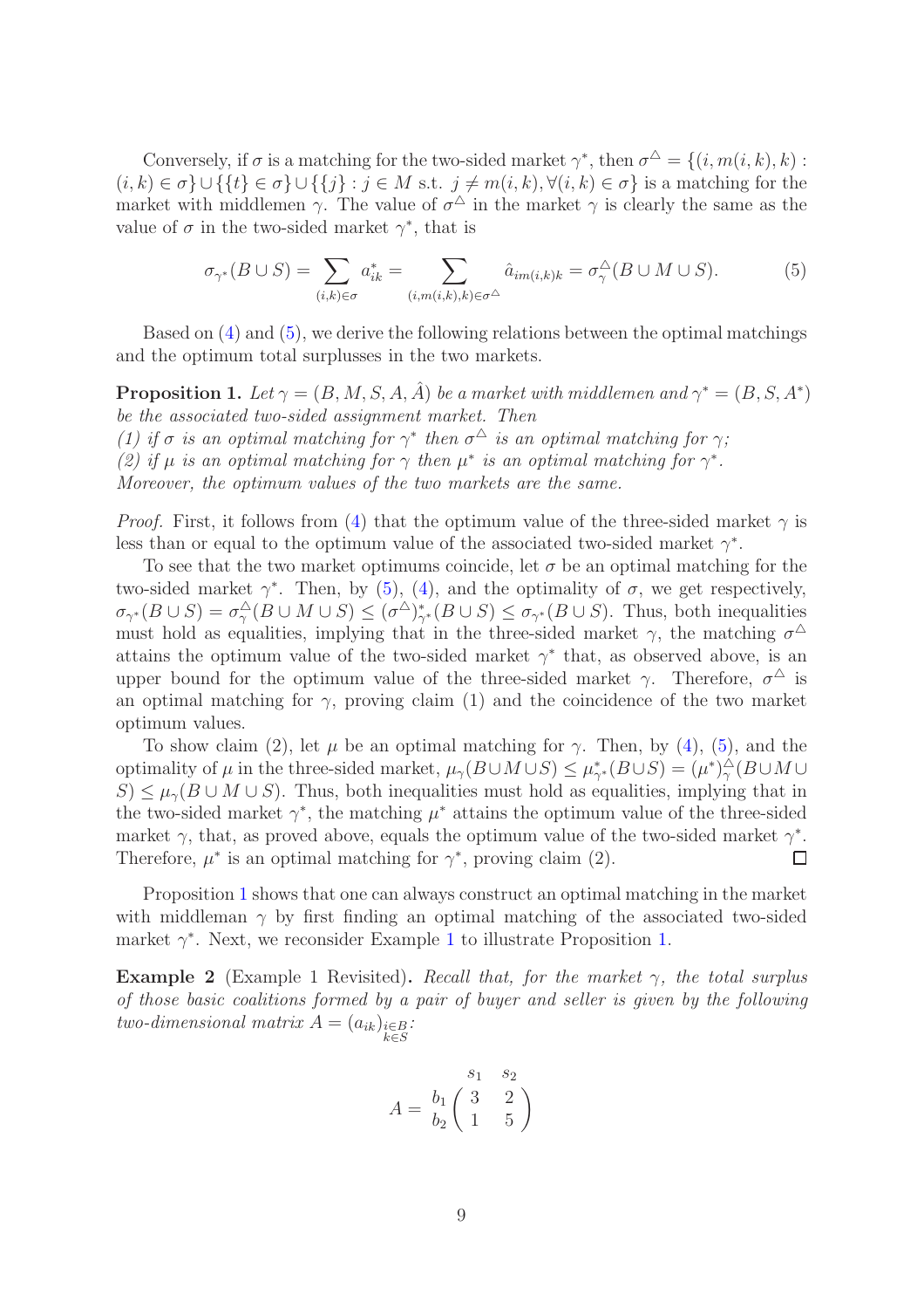Conversely, if $\sigma$ is a matching for the two-sided market $\gamma^*$, then $\sigma^{\triangle} = \{(i, m(i,k), k) : (i,k) \in \sigma\} \cup \{\{t\} \in \sigma\} \cup \{\{j\} : j \in M \text{ s.t. } j \neq m(i,k), \forall (i,k) \in \sigma\}$ is a matching for the market with middlemen $\gamma$. The value of $\sigma^{\triangle}$ in the market $\gamma$ is clearly the same as the value of $\sigma$ in the two-sided market $\gamma^*$, that is

$$\sigma_{\gamma^*}(B \cup S) = \sum_{(i,k)\in\sigma} a^*_{ik} = \sum_{(i,m(i,k),k)\in\sigma^{\triangle}} \hat{a}_{im(i,k)k} = \sigma^{\triangle}_{\gamma}(B \cup M \cup S). \tag{5}$$

Based on (4) and (5), we derive the following relations between the optimal matchings and the optimum total surplusses in the two markets.

**Proposition 1.** *Let $\gamma = (B, M, S, A, \hat{A})$ be a market with middlemen and $\gamma^* = (B, S, A^*)$ be the associated two-sided assignment market. Then*
*(1) if $\sigma$ is an optimal matching for $\gamma^*$ then $\sigma^{\triangle}$ is an optimal matching for $\gamma$;*
*(2) if $\mu$ is an optimal matching for $\gamma$ then $\mu^*$ is an optimal matching for $\gamma^*$.*
*Moreover, the optimum values of the two markets are the same.*

*Proof.* First, it follows from (4) that the optimum value of the three-sided market $\gamma$ is less than or equal to the optimum value of the associated two-sided market $\gamma^*$.

To see that the two market optimums coincide, let $\sigma$ be an optimal matching for the two-sided market $\gamma^*$. Then, by (5), (4), and the optimality of $\sigma$, we get respectively, $\sigma_{\gamma^*}(B \cup S) = \sigma^{\triangle}_{\gamma}(B \cup M \cup S) \leq (\sigma^{\triangle})^*_{\gamma^*}(B \cup S) \leq \sigma_{\gamma^*}(B \cup S)$. Thus, both inequalities must hold as equalities, implying that in the three-sided market $\gamma$, the matching $\sigma^{\triangle}$ attains the optimum value of the two-sided market $\gamma^*$ that, as observed above, is an upper bound for the optimum value of the three-sided market $\gamma$. Therefore, $\sigma^{\triangle}$ is an optimal matching for $\gamma$, proving claim (1) and the coincidence of the two market optimum values.

To show claim (2), let $\mu$ be an optimal matching for $\gamma$. Then, by (4), (5), and the optimality of $\mu$ in the three-sided market, $\mu_{\gamma}(B \cup M \cup S) \leq \mu^*_{\gamma^*}(B \cup S) = (\mu^*)^{\triangle}_{\gamma}(B \cup M \cup S) \leq \mu_{\gamma}(B \cup M \cup S)$. Thus, both inequalities must hold as equalities, implying that in the two-sided market $\gamma^*$, the matching $\mu^*$ attains the optimum value of the three-sided market $\gamma$, that, as proved above, equals the optimum value of the two-sided market $\gamma^*$. Therefore, $\mu^*$ is an optimal matching for $\gamma^*$, proving claim (2). $\square$

Proposition 1 shows that one can always construct an optimal matching in the market with middleman $\gamma$ by first finding an optimal matching of the associated two-sided market $\gamma^*$. Next, we reconsider Example 1 to illustrate Proposition 1.

**Example 2** (Example 1 Revisited)**.** *Recall that, for the market $\gamma$, the total surplus of those basic coalitions formed by a pair of buyer and seller is given by the following two-dimensional matrix $A = (a_{ik})_{\substack{i\in B \\ k\in S}}$:*

$$A = \begin{array}{c} \\ b_1 \\ b_2 \end{array} \begin{array}{c} \begin{array}{cc} s_1 & s_2 \end{array} \\ \left(\begin{array}{cc} 3 & 2 \\ 1 & 5 \end{array}\right) \end{array}$$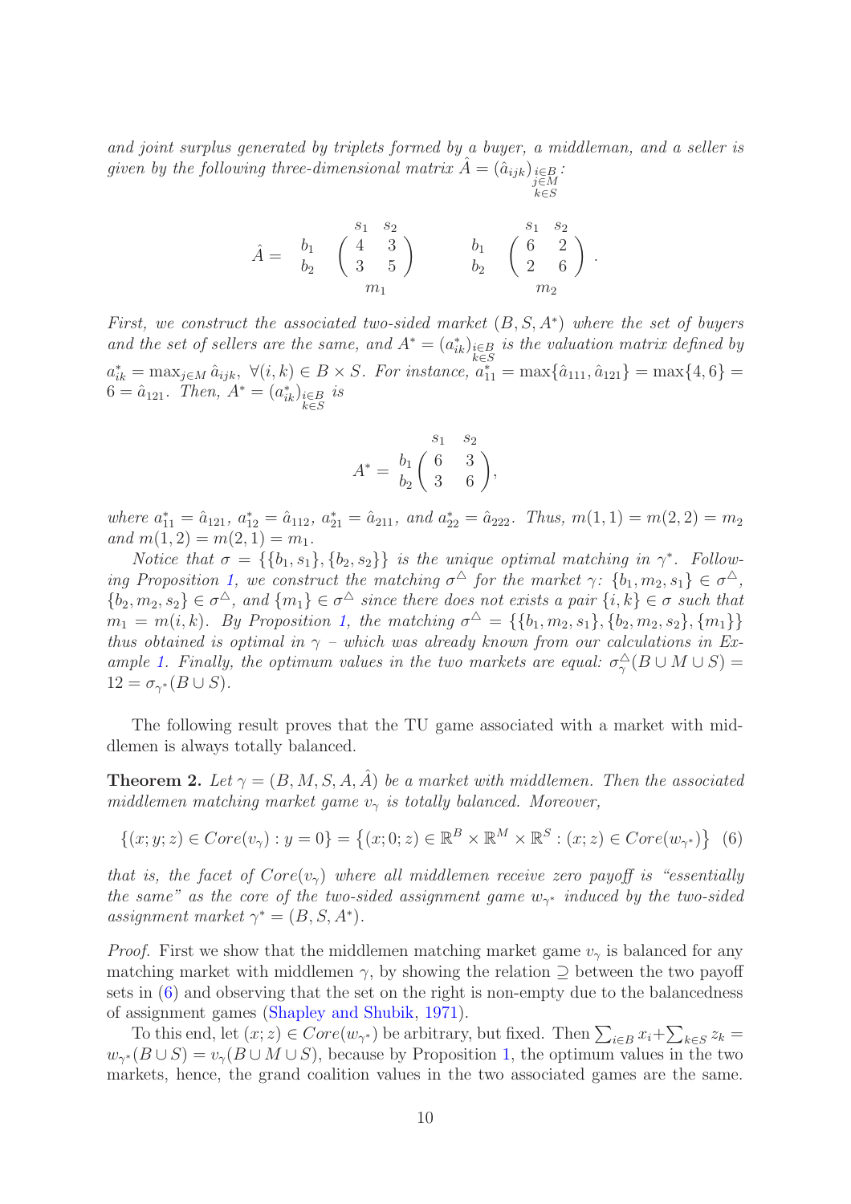*and joint surplus generated by triplets formed by a buyer, a middleman, and a seller is given by the following three-dimensional matrix* $\hat{A} = (\hat{a}_{ijk})_{\substack{i\in B\\ j\in M\\ k\in S}}$*:*

$$\hat{A} = \begin{array}{c} \\ b_1 \\ b_2 \end{array} \underset{m_1}{\overset{\begin{array}{cc} s_1 & s_2 \end{array}}{\begin{pmatrix} 4 & 3 \\ 3 & 5 \end{pmatrix}}} \qquad \begin{array}{c} \\ b_1 \\ b_2 \end{array} \underset{m_2}{\overset{\begin{array}{cc} s_1 & s_2 \end{array}}{\begin{pmatrix} 6 & 2 \\ 2 & 6 \end{pmatrix}}}.$$

*First, we construct the associated two-sided market* $(B, S, A^*)$ *where the set of buyers and the set of sellers are the same, and* $A^* = (a^*_{ik})_{\substack{i\in B\\ k\in S}}$ *is the valuation matrix defined by* $a^*_{ik} = \max_{j\in M} \hat{a}_{ijk},\ \forall (i,k) \in B \times S$*. For instance,* $a^*_{11} = \max\{\hat{a}_{111}, \hat{a}_{121}\} = \max\{4, 6\} = 6 = \hat{a}_{121}$*. Then,* $A^* = (a^*_{ik})_{\substack{i\in B\\ k\in S}}$ *is*

$$A^* = \begin{array}{c} \\ b_1 \\ b_2 \end{array} \overset{\begin{array}{cc} s_1 & s_2 \end{array}}{\begin{pmatrix} 6 & 3 \\ 3 & 6 \end{pmatrix}},$$

*where* $a^*_{11} = \hat{a}_{121}$*,* $a^*_{12} = \hat{a}_{112}$*,* $a^*_{21} = \hat{a}_{211}$*, and* $a^*_{22} = \hat{a}_{222}$*. Thus,* $m(1,1) = m(2,2) = m_2$ *and* $m(1,2) = m(2,1) = m_1$*.*

*Notice that* $\sigma = \{\{b_1, s_1\}, \{b_2, s_2\}\}$ *is the unique optimal matching in* $\gamma^*$*. Following Proposition 1, we construct the matching* $\sigma^\triangle$ *for the market* $\gamma$*:* $\{b_1, m_2, s_1\} \in \sigma^\triangle$*,* $\{b_2, m_2, s_2\} \in \sigma^\triangle$*, and* $\{m_1\} \in \sigma^\triangle$ *since there does not exists a pair* $\{i, k\} \in \sigma$ *such that* $m_1 = m(i,k)$*. By Proposition 1, the matching* $\sigma^\triangle = \{\{b_1, m_2, s_1\}, \{b_2, m_2, s_2\}, \{m_1\}\}$ *thus obtained is optimal in* $\gamma$ *– which was already known from our calculations in Example 1. Finally, the optimum values in the two markets are equal:* $\sigma^\triangle_\gamma(B \cup M \cup S) = 12 = \sigma_{\gamma^*}(B \cup S)$*.*

The following result proves that the TU game associated with a market with middlemen is always totally balanced.

**Theorem 2.** *Let* $\gamma = (B, M, S, A, \hat{A})$ *be a market with middlemen. Then the associated middlemen matching market game* $v_\gamma$ *is totally balanced. Moreover,*

$$\{(x; y; z) \in Core(v_\gamma) : y = 0\} = \left\{(x; 0; z) \in \mathbb{R}^B \times \mathbb{R}^M \times \mathbb{R}^S : (x; z) \in Core(w_{\gamma^*})\right\} \quad (6)$$

*that is, the facet of* $Core(v_\gamma)$ *where all middlemen receive zero payoff is "essentially the same" as the core of the two-sided assignment game* $w_{\gamma^*}$ *induced by the two-sided assignment market* $\gamma^* = (B, S, A^*)$*.*

*Proof.* First we show that the middlemen matching market game $v_\gamma$ is balanced for any matching market with middlemen $\gamma$, by showing the relation $\supseteq$ between the two payoff sets in (6) and observing that the set on the right is non-empty due to the balancedness of assignment games (Shapley and Shubik, 1971).

To this end, let $(x; z) \in Core(w_{\gamma^*})$ be arbitrary, but fixed. Then $\sum_{i\in B} x_i + \sum_{k\in S} z_k = w_{\gamma^*}(B \cup S) = v_\gamma(B \cup M \cup S)$, because by Proposition 1, the optimum values in the two markets, hence, the grand coalition values in the two associated games are the same.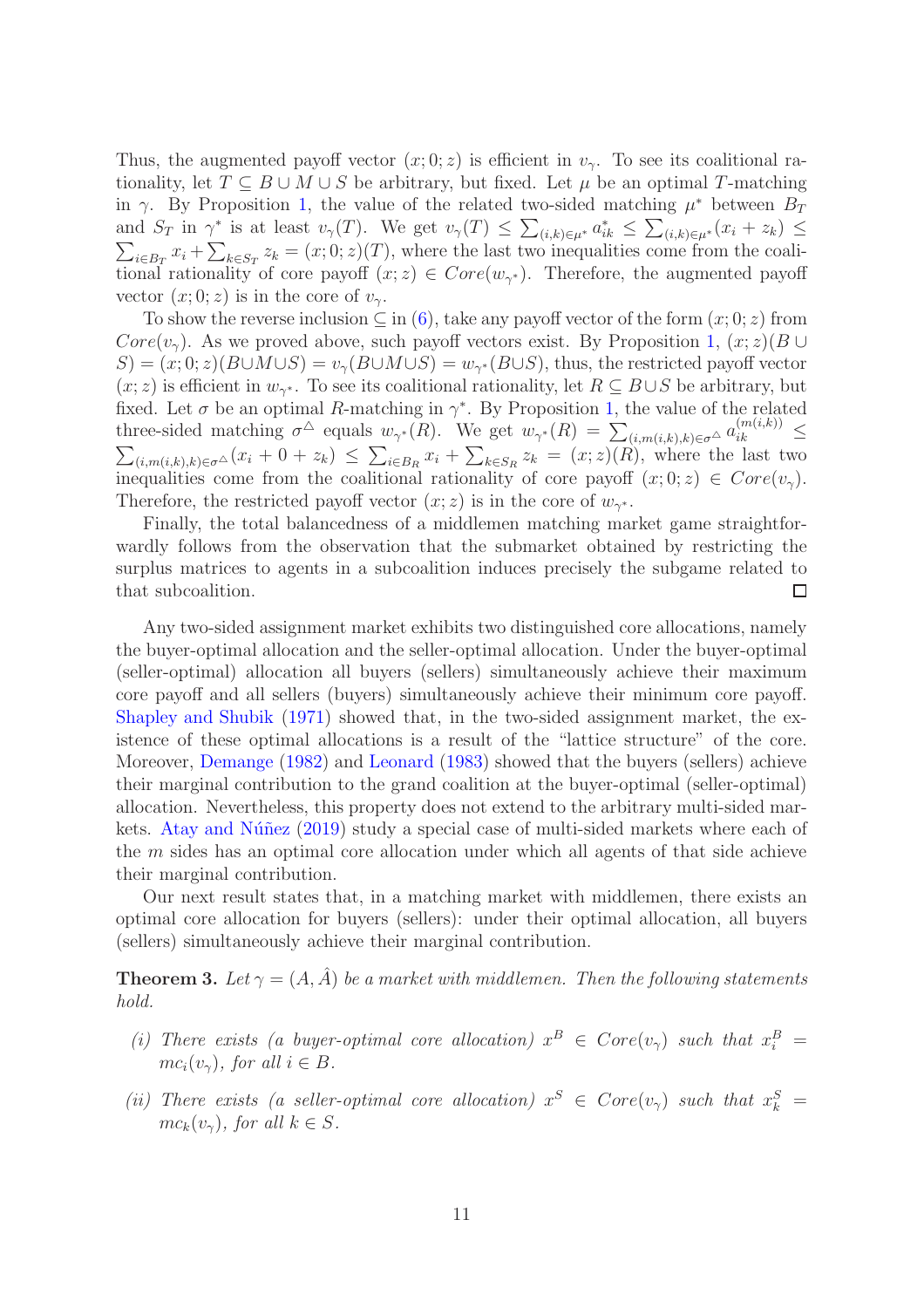Thus, the augmented payoff vector $(x; 0; z)$ is efficient in $v_\gamma$. To see its coalitional rationality, let $T \subseteq B \cup M \cup S$ be arbitrary, but fixed. Let $\mu$ be an optimal $T$-matching in $\gamma$. By Proposition 1, the value of the related two-sided matching $\mu^*$ between $B_T$ and $S_T$ in $\gamma^*$ is at least $v_\gamma(T)$. We get $v_\gamma(T) \leq \sum_{(i,k)\in\mu^*} a^*_{ik} \leq \sum_{(i,k)\in\mu^*}(x_i + z_k) \leq \sum_{i\in B_T} x_i + \sum_{k\in S_T} z_k = (x; 0; z)(T)$, where the last two inequalities come from the coalitional rationality of core payoff $(x; z) \in Core(w_{\gamma^*})$. Therefore, the augmented payoff vector $(x; 0; z)$ is in the core of $v_\gamma$.

To show the reverse inclusion $\subseteq$ in (6), take any payoff vector of the form $(x; 0; z)$ from $Core(v_\gamma)$. As we proved above, such payoff vectors exist. By Proposition 1, $(x; z)(B \cup S) = (x; 0; z)(B \cup M \cup S) = v_\gamma(B \cup M \cup S) = w_{\gamma^*}(B \cup S)$, thus, the restricted payoff vector $(x; z)$ is efficient in $w_{\gamma^*}$. To see its coalitional rationality, let $R \subseteq B \cup S$ be arbitrary, but fixed. Let $\sigma$ be an optimal $R$-matching in $\gamma^*$. By Proposition 1, the value of the related three-sided matching $\sigma^\triangle$ equals $w_{\gamma^*}(R)$. We get $w_{\gamma^*}(R) = \sum_{(i,m(i,k),k)\in\sigma^\triangle} a^{(m(i,k))}_{ik} \leq \sum_{(i,m(i,k),k)\in\sigma^\triangle}(x_i + 0 + z_k) \leq \sum_{i\in B_R} x_i + \sum_{k\in S_R} z_k = (x; z)(R)$, where the last two inequalities come from the coalitional rationality of core payoff $(x; 0; z) \in Core(v_\gamma)$. Therefore, the restricted payoff vector $(x; z)$ is in the core of $w_{\gamma^*}$.

Finally, the total balancedness of a middlemen matching market game straightforwardly follows from the observation that the submarket obtained by restricting the surplus matrices to agents in a subcoalition induces precisely the subgame related to that subcoalition. □

Any two-sided assignment market exhibits two distinguished core allocations, namely the buyer-optimal allocation and the seller-optimal allocation. Under the buyer-optimal (seller-optimal) allocation all buyers (sellers) simultaneously achieve their maximum core payoff and all sellers (buyers) simultaneously achieve their minimum core payoff. Shapley and Shubik (1971) showed that, in the two-sided assignment market, the existence of these optimal allocations is a result of the "lattice structure" of the core. Moreover, Demange (1982) and Leonard (1983) showed that the buyers (sellers) achieve their marginal contribution to the grand coalition at the buyer-optimal (seller-optimal) allocation. Nevertheless, this property does not extend to the arbitrary multi-sided markets. Atay and Núñez (2019) study a special case of multi-sided markets where each of the $m$ sides has an optimal core allocation under which all agents of that side achieve their marginal contribution.

Our next result states that, in a matching market with middlemen, there exists an optimal core allocation for buyers (sellers): under their optimal allocation, all buyers (sellers) simultaneously achieve their marginal contribution.

**Theorem 3.** *Let $\gamma = (A, \hat{A})$ be a market with middlemen. Then the following statements hold.*

*(i) There exists (a buyer-optimal core allocation) $x^B \in Core(v_\gamma)$ such that $x^B_i = mc_i(v_\gamma)$, for all $i \in B$.*

*(ii) There exists (a seller-optimal core allocation) $x^S \in Core(v_\gamma)$ such that $x^S_k = mc_k(v_\gamma)$, for all $k \in S$.*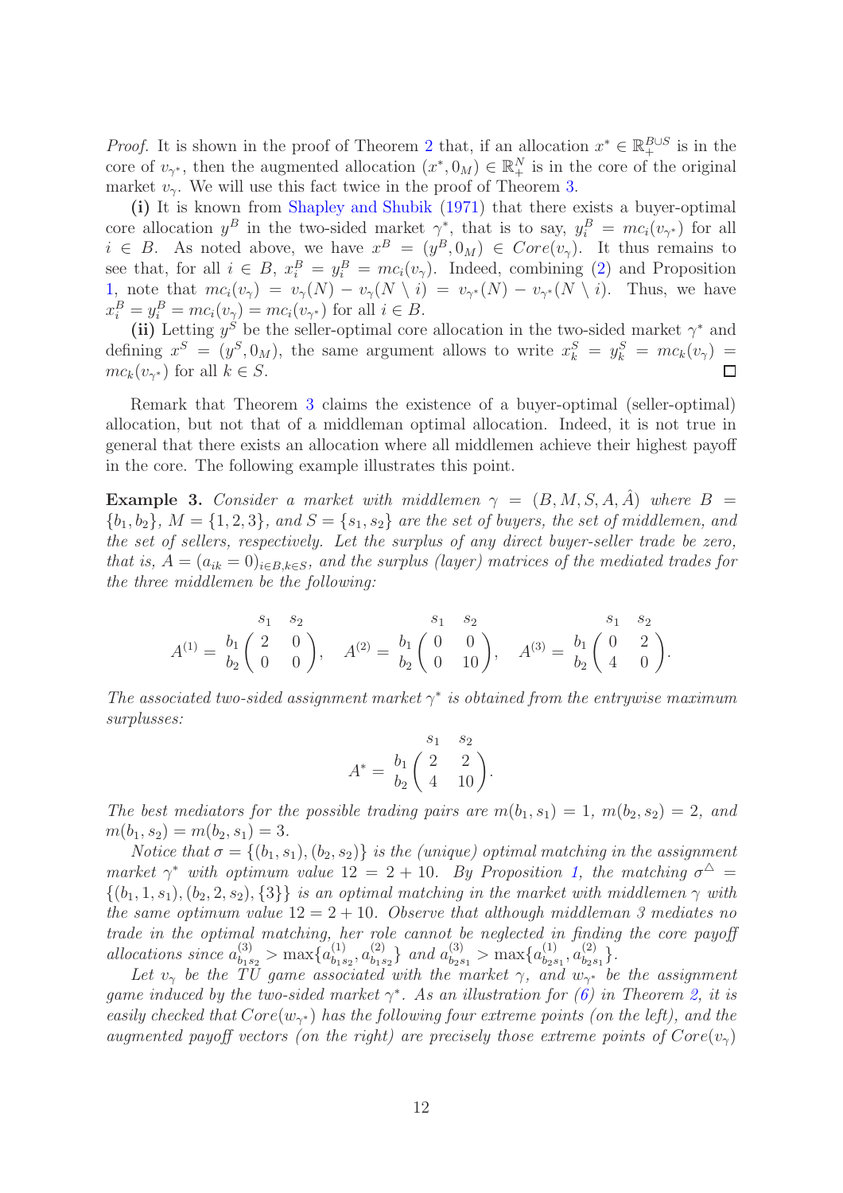*Proof.* It is shown in the proof of Theorem 2 that, if an allocation $x^* \in \mathbb{R}_+^{B \cup S}$ is in the core of $v_{\gamma^*}$, then the augmented allocation $(x^*, 0_M) \in \mathbb{R}_+^N$ is in the core of the original market $v_\gamma$. We will use this fact twice in the proof of Theorem 3.

**(i)** It is known from Shapley and Shubik (1971) that there exists a buyer-optimal core allocation $y^B$ in the two-sided market $\gamma^*$, that is to say, $y_i^B = mc_i(v_{\gamma^*})$ for all $i \in B$. As noted above, we have $x^B = (y^B, 0_M) \in Core(v_\gamma)$. It thus remains to see that, for all $i \in B$, $x_i^B = y_i^B = mc_i(v_\gamma)$. Indeed, combining (2) and Proposition 1, note that $mc_i(v_\gamma) = v_\gamma(N) - v_\gamma(N \setminus i) = v_{\gamma^*}(N) - v_{\gamma^*}(N \setminus i)$. Thus, we have $x_i^B = y_i^B = mc_i(v_\gamma) = mc_i(v_{\gamma^*})$ for all $i \in B$.

**(ii)** Letting $y^S$ be the seller-optimal core allocation in the two-sided market $\gamma^*$ and defining $x^S = (y^S, 0_M)$, the same argument allows to write $x_k^S = y_k^S = mc_k(v_\gamma) = mc_k(v_{\gamma^*})$ for all $k \in S$. □

Remark that Theorem 3 claims the existence of a buyer-optimal (seller-optimal) allocation, but not that of a middleman optimal allocation. Indeed, it is not true in general that there exists an allocation where all middlemen achieve their highest payoff in the core. The following example illustrates this point.

**Example 3.** *Consider a market with middlemen $\gamma = (B, M, S, A, \hat{A})$ where $B = \{b_1, b_2\}$, $M = \{1, 2, 3\}$, and $S = \{s_1, s_2\}$ are the set of buyers, the set of middlemen, and the set of sellers, respectively. Let the surplus of any direct buyer-seller trade be zero, that is, $A = (a_{ik} = 0)_{i \in B, k \in S}$, and the surplus (layer) matrices of the mediated trades for the three middlemen be the following:*

$$A^{(1)} = \begin{array}{c} \\ b_1 \\ b_2 \end{array} \!\!\begin{array}{c} \begin{matrix} s_1 & s_2 \end{matrix} \\ \begin{pmatrix} 2 & 0 \\ 0 & 0 \end{pmatrix} \end{array}, \quad A^{(2)} = \begin{array}{c} \\ b_1 \\ b_2 \end{array} \!\!\begin{array}{c} \begin{matrix} s_1 & s_2 \end{matrix} \\ \begin{pmatrix} 0 & 0 \\ 0 & 10 \end{pmatrix} \end{array}, \quad A^{(3)} = \begin{array}{c} \\ b_1 \\ b_2 \end{array} \!\!\begin{array}{c} \begin{matrix} s_1 & s_2 \end{matrix} \\ \begin{pmatrix} 0 & 2 \\ 4 & 0 \end{pmatrix} \end{array}.$$

*The associated two-sided assignment market $\gamma^*$ is obtained from the entrywise maximum surpluses:*

$$A^* = \begin{array}{c} \\ b_1 \\ b_2 \end{array} \!\!\begin{array}{c} \begin{matrix} s_1 & s_2 \end{matrix} \\ \begin{pmatrix} 2 & 2 \\ 4 & 10 \end{pmatrix} \end{array}.$$

*The best mediators for the possible trading pairs are $m(b_1, s_1) = 1$, $m(b_2, s_2) = 2$, and $m(b_1, s_2) = m(b_2, s_1) = 3$.*

*Notice that $\sigma = \{(b_1, s_1), (b_2, s_2)\}$ is the (unique) optimal matching in the assignment market $\gamma^*$ with optimum value $12 = 2 + 10$. By Proposition 1, the matching $\sigma^\triangle = \{(b_1, 1, s_1), (b_2, 2, s_2), \{3\}\}$ is an optimal matching in the market with middlemen $\gamma$ with the same optimum value $12 = 2 + 10$. Observe that although middleman 3 mediates no trade in the optimal matching, her role cannot be neglected in finding the core payoff allocations since $a^{(3)}_{b_1 s_2} > \max\{a^{(1)}_{b_1 s_2}, a^{(2)}_{b_1 s_2}\}$ and $a^{(3)}_{b_2 s_1} > \max\{a^{(1)}_{b_2 s_1}, a^{(2)}_{b_2 s_1}\}$.*

*Let $v_\gamma$ be the TU game associated with the market $\gamma$, and $w_{\gamma^*}$ be the assignment game induced by the two-sided market $\gamma^*$. As an illustration for (6) in Theorem 2, it is easily checked that $Core(w_{\gamma^*})$ has the following four extreme points (on the left), and the augmented payoff vectors (on the right) are precisely those extreme points of $Core(v_\gamma)$*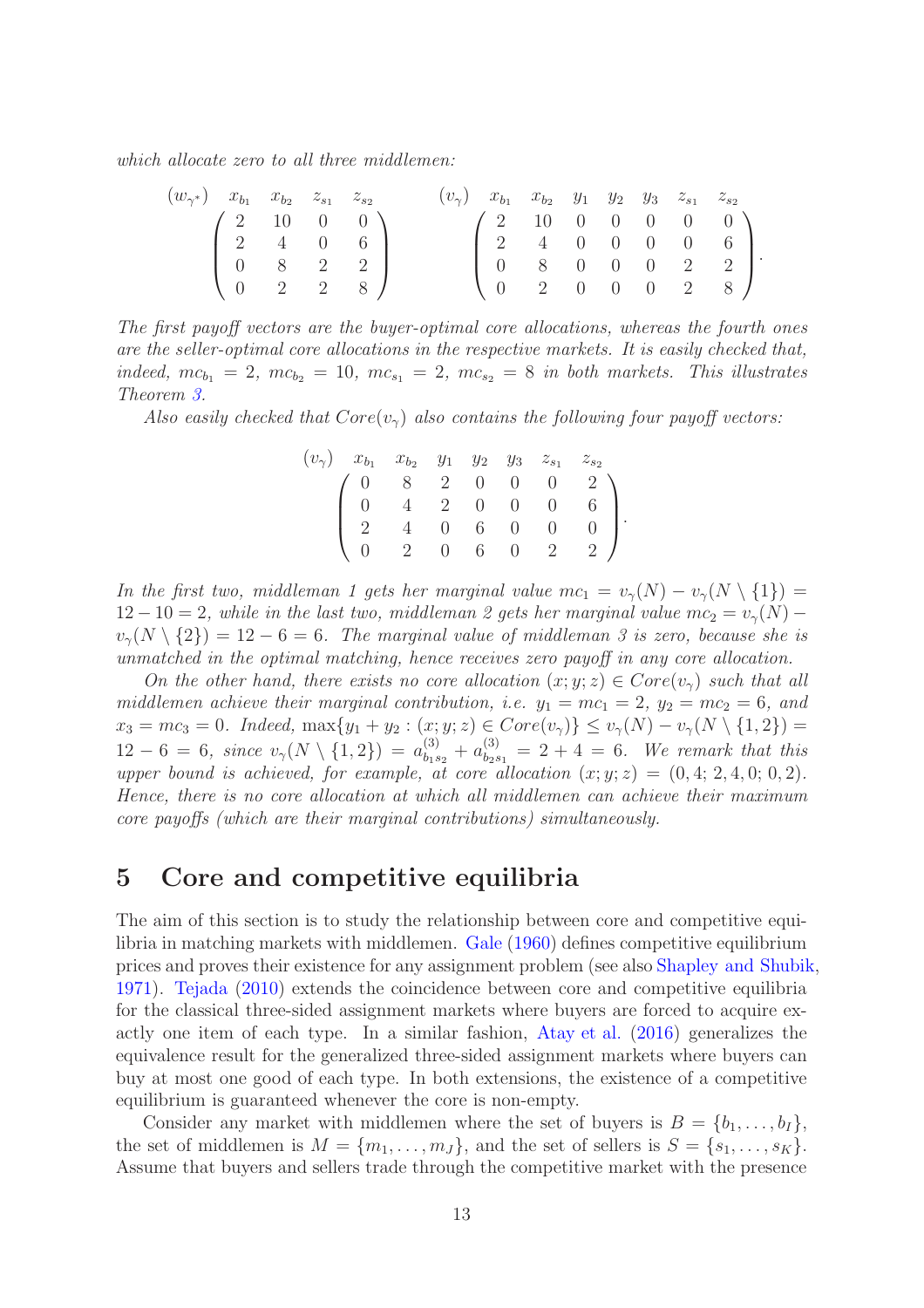*which allocate zero to all three middlemen:*

$$
(w_{\gamma^*}) \quad \begin{array}{cccc} x_{b_1} & x_{b_2} & z_{s_1} & z_{s_2} \end{array} \qquad\qquad (v_\gamma) \quad \begin{array}{ccccccc} x_{b_1} & x_{b_2} & y_1 & y_2 & y_3 & z_{s_1} & z_{s_2} \end{array}
$$

$$
\begin{pmatrix} 2 & 10 & 0 & 0 \\ 2 & 4 & 0 & 6 \\ 0 & 8 & 2 & 2 \\ 0 & 2 & 2 & 8 \end{pmatrix} \qquad\qquad \begin{pmatrix} 2 & 10 & 0 & 0 & 0 & 0 & 0 \\ 2 & 4 & 0 & 0 & 0 & 0 & 6 \\ 0 & 8 & 0 & 0 & 0 & 2 & 2 \\ 0 & 2 & 0 & 0 & 0 & 2 & 8 \end{pmatrix}.
$$

*The first payoff vectors are the buyer-optimal core allocations, whereas the fourth ones are the seller-optimal core allocations in the respective markets. It is easily checked that, indeed,* $mc_{b_1} = 2$, $mc_{b_2} = 10$, $mc_{s_1} = 2$, $mc_{s_2} = 8$ *in both markets. This illustrates Theorem 3.*

*Also easily checked that* $Core(v_\gamma)$ *also contains the following four payoff vectors:*

$$
(v_\gamma) \quad \begin{array}{ccccccc} x_{b_1} & x_{b_2} & y_1 & y_2 & y_3 & z_{s_1} & z_{s_2} \end{array}
$$

$$
\begin{pmatrix} 0 & 8 & 2 & 0 & 0 & 0 & 2 \\ 0 & 4 & 2 & 0 & 0 & 0 & 6 \\ 2 & 4 & 0 & 6 & 0 & 0 & 0 \\ 0 & 2 & 0 & 6 & 0 & 2 & 2 \end{pmatrix}.
$$

*In the first two, middleman 1 gets her marginal value* $mc_1 = v_\gamma(N) - v_\gamma(N \setminus \{1\}) = 12 - 10 = 2$, *while in the last two, middleman 2 gets her marginal value* $mc_2 = v_\gamma(N) - v_\gamma(N \setminus \{2\}) = 12 - 6 = 6$. *The marginal value of middleman 3 is zero, because she is unmatched in the optimal matching, hence receives zero payoff in any core allocation.*

*On the other hand, there exists no core allocation* $(x; y; z) \in Core(v_\gamma)$ *such that all middlemen achieve their marginal contribution, i.e.* $y_1 = mc_1 = 2$, $y_2 = mc_2 = 6$, *and* $x_3 = mc_3 = 0$. *Indeed,* $\max\{y_1 + y_2 : (x; y; z) \in Core(v_\gamma)\} \leq v_\gamma(N) - v_\gamma(N \setminus \{1, 2\}) = 12 - 6 = 6$, *since* $v_\gamma(N \setminus \{1, 2\}) = a^{(3)}_{b_1 s_2} + a^{(3)}_{b_2 s_1} = 2 + 4 = 6$. *We remark that this upper bound is achieved, for example, at core allocation* $(x; y; z) = (0, 4; 2, 4, 0; 0, 2)$. *Hence, there is no core allocation at which all middlemen can achieve their maximum core payoffs (which are their marginal contributions) simultaneously.*

## 5 Core and competitive equilibria

The aim of this section is to study the relationship between core and competitive equilibria in matching markets with middlemen. Gale (1960) defines competitive equilibrium prices and proves their existence for any assignment problem (see also Shapley and Shubik, 1971). Tejada (2010) extends the coincidence between core and competitive equilibria for the classical three-sided assignment markets where buyers are forced to acquire exactly one item of each type. In a similar fashion, Atay et al. (2016) generalizes the equivalence result for the generalized three-sided assignment markets where buyers can buy at most one good of each type. In both extensions, the existence of a competitive equilibrium is guaranteed whenever the core is non-empty.

Consider any market with middlemen where the set of buyers is $B = \{b_1, \ldots, b_I\}$, the set of middlemen is $M = \{m_1, \ldots, m_J\}$, and the set of sellers is $S = \{s_1, \ldots, s_K\}$. Assume that buyers and sellers trade through the competitive market with the presence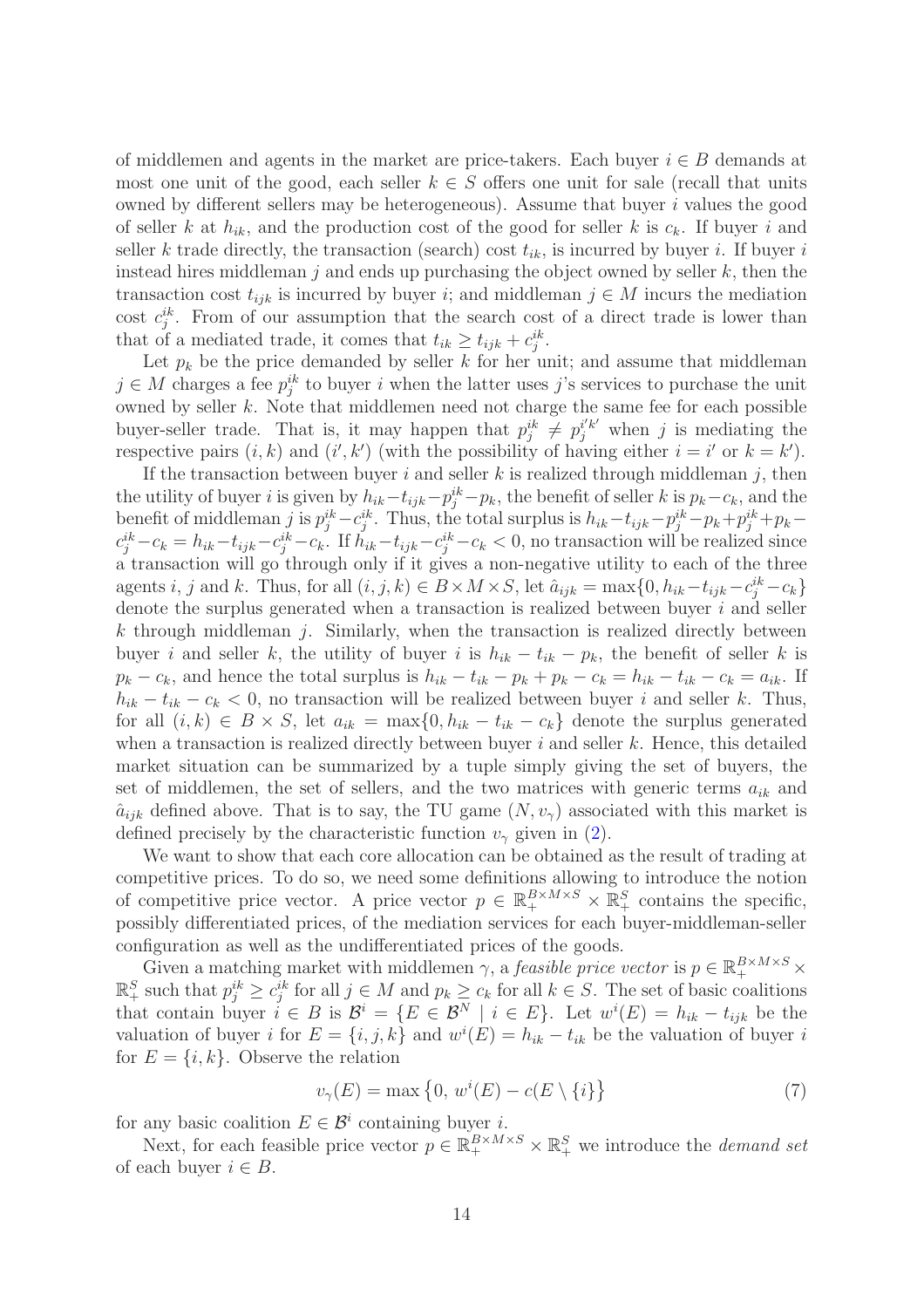of middlemen and agents in the market are price-takers. Each buyer $i \in B$ demands at most one unit of the good, each seller $k \in S$ offers one unit for sale (recall that units owned by different sellers may be heterogeneous). Assume that buyer $i$ values the good of seller $k$ at $h_{ik}$, and the production cost of the good for seller $k$ is $c_k$. If buyer $i$ and seller $k$ trade directly, the transaction (search) cost $t_{ik}$, is incurred by buyer $i$. If buyer $i$ instead hires middleman $j$ and ends up purchasing the object owned by seller $k$, then the transaction cost $t_{ijk}$ is incurred by buyer $i$; and middleman $j \in M$ incurs the mediation cost $c_j^{ik}$. From of our assumption that the search cost of a direct trade is lower than that of a mediated trade, it comes that $t_{ik} \geq t_{ijk} + c_j^{ik}$.

Let $p_k$ be the price demanded by seller $k$ for her unit; and assume that middleman $j \in M$ charges a fee $p_j^{ik}$ to buyer $i$ when the latter uses $j$'s services to purchase the unit owned by seller $k$. Note that middlemen need not charge the same fee for each possible buyer-seller trade. That is, it may happen that $p_j^{ik} \neq p_j^{i'k'}$ when $j$ is mediating the respective pairs $(i,k)$ and $(i',k')$ (with the possibility of having either $i = i'$ or $k = k'$).

If the transaction between buyer $i$ and seller $k$ is realized through middleman $j$, then the utility of buyer $i$ is given by $h_{ik} - t_{ijk} - p_j^{ik} - p_k$, the benefit of seller $k$ is $p_k - c_k$, and the benefit of middleman $j$ is $p_j^{ik} - c_j^{ik}$. Thus, the total surplus is $h_{ik} - t_{ijk} - p_j^{ik} - p_k + p_j^{ik} + p_k - c_j^{ik} - c_k = h_{ik} - t_{ijk} - c_j^{ik} - c_k$. If $h_{ik} - t_{ijk} - c_j^{ik} - c_k < 0$, no transaction will be realized since a transaction will go through only if it gives a non-negative utility to each of the three agents $i$, $j$ and $k$. Thus, for all $(i,j,k) \in B \times M \times S$, let $\hat{a}_{ijk} = \max\{0, h_{ik} - t_{ijk} - c_j^{ik} - c_k\}$ denote the surplus generated when a transaction is realized between buyer $i$ and seller $k$ through middleman $j$. Similarly, when the transaction is realized directly between buyer $i$ and seller $k$, the utility of buyer $i$ is $h_{ik} - t_{ik} - p_k$, the benefit of seller $k$ is $p_k - c_k$, and hence the total surplus is $h_{ik} - t_{ik} - p_k + p_k - c_k = h_{ik} - t_{ik} - c_k = a_{ik}$. If $h_{ik} - t_{ik} - c_k < 0$, no transaction will be realized between buyer $i$ and seller $k$. Thus, for all $(i,k) \in B \times S$, let $a_{ik} = \max\{0, h_{ik} - t_{ik} - c_k\}$ denote the surplus generated when a transaction is realized directly between buyer $i$ and seller $k$. Hence, this detailed market situation can be summarized by a tuple simply giving the set of buyers, the set of middlemen, the set of sellers, and the two matrices with generic terms $a_{ik}$ and $\hat{a}_{ijk}$ defined above. That is to say, the TU game $(N, v_\gamma)$ associated with this market is defined precisely by the characteristic function $v_\gamma$ given in (2).

We want to show that each core allocation can be obtained as the result of trading at competitive prices. To do so, we need some definitions allowing to introduce the notion of competitive price vector. A price vector $p \in \mathbb{R}_+^{B \times M \times S} \times \mathbb{R}_+^S$ contains the specific, possibly differentiated prices, of the mediation services for each buyer-middleman-seller configuration as well as the undifferentiated prices of the goods.

Given a matching market with middlemen $\gamma$, a *feasible price vector* is $p \in \mathbb{R}_+^{B \times M \times S} \times \mathbb{R}_+^S$ such that $p_j^{ik} \geq c_j^{ik}$ for all $j \in M$ and $p_k \geq c_k$ for all $k \in S$. The set of basic coalitions that contain buyer $i \in B$ is $\mathcal{B}^i = \{E \in \mathcal{B}^N \mid i \in E\}$. Let $w^i(E) = h_{ik} - t_{ijk}$ be the valuation of buyer $i$ for $E = \{i,j,k\}$ and $w^i(E) = h_{ik} - t_{ik}$ be the valuation of buyer $i$ for $E = \{i,k\}$. Observe the relation

$$v_\gamma(E) = \max\left\{0,\ w^i(E) - c(E \setminus \{i\}\right\} \tag{7}$$

for any basic coalition $E \in \mathcal{B}^i$ containing buyer $i$.

Next, for each feasible price vector $p \in \mathbb{R}_+^{B \times M \times S} \times \mathbb{R}_+^S$ we introduce the *demand set* of each buyer $i \in B$.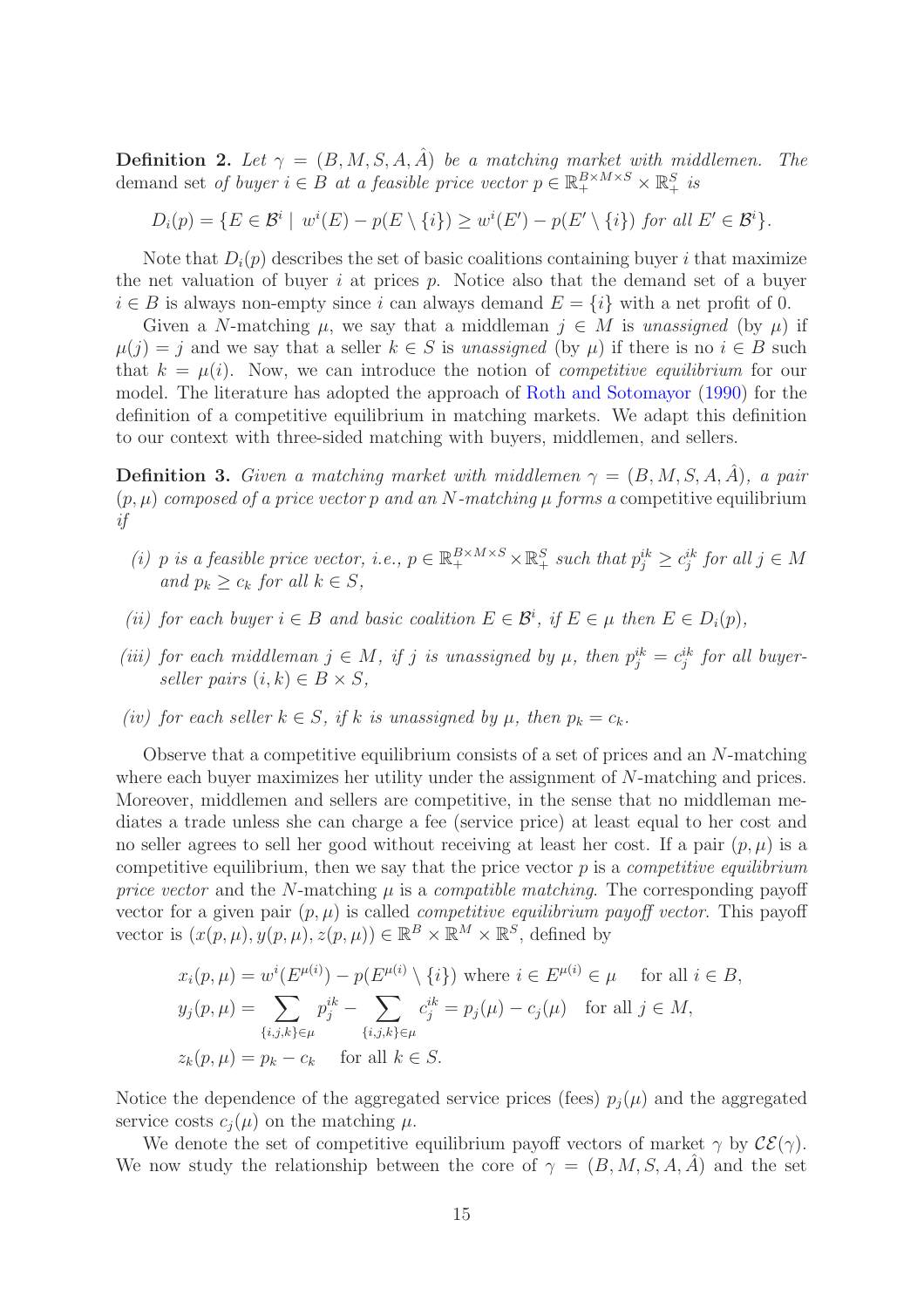**Definition 2.** *Let $\gamma = (B, M, S, A, \hat{A})$ be a matching market with middlemen. The* demand set *of buyer $i \in B$ at a feasible price vector $p \in \mathbb{R}_+^{B\times M\times S} \times \mathbb{R}_+^S$ is*

$$D_i(p) = \{E \in \mathcal{B}^i \mid w^i(E) - p(E \setminus \{i\}) \geq w^i(E') - p(E' \setminus \{i\}) \text{ for all } E' \in \mathcal{B}^i\}.$$

Note that $D_i(p)$ describes the set of basic coalitions containing buyer $i$ that maximize the net valuation of buyer $i$ at prices $p$. Notice also that the demand set of a buyer $i \in B$ is always non-empty since $i$ can always demand $E = \{i\}$ with a net profit of 0.

Given a $N$-matching $\mu$, we say that a middleman $j \in M$ is *unassigned* (by $\mu$) if $\mu(j) = j$ and we say that a seller $k \in S$ is *unassigned* (by $\mu$) if there is no $i \in B$ such that $k = \mu(i)$. Now, we can introduce the notion of *competitive equilibrium* for our model. The literature has adopted the approach of Roth and Sotomayor (1990) for the definition of a competitive equilibrium in matching markets. We adapt this definition to our context with three-sided matching with buyers, middlemen, and sellers.

**Definition 3.** *Given a matching market with middlemen $\gamma = (B, M, S, A, \hat{A})$, a pair $(p, \mu)$ composed of a price vector $p$ and an $N$-matching $\mu$ forms a* competitive equilibrium *if*

*(i) $p$ is a feasible price vector, i.e., $p \in \mathbb{R}_+^{B\times M\times S} \times \mathbb{R}_+^S$ such that $p_j^{ik} \geq c_j^{ik}$ for all $j \in M$ and $p_k \geq c_k$ for all $k \in S$,*

*(ii) for each buyer $i \in B$ and basic coalition $E \in \mathcal{B}^i$, if $E \in \mu$ then $E \in D_i(p)$,*

*(iii) for each middleman $j \in M$, if $j$ is unassigned by $\mu$, then $p_j^{ik} = c_j^{ik}$ for all buyer-seller pairs $(i, k) \in B \times S$,*

*(iv) for each seller $k \in S$, if $k$ is unassigned by $\mu$, then $p_k = c_k$.*

Observe that a competitive equilibrium consists of a set of prices and an $N$-matching where each buyer maximizes her utility under the assignment of $N$-matching and prices. Moreover, middlemen and sellers are competitive, in the sense that no middleman mediates a trade unless she can charge a fee (service price) at least equal to her cost and no seller agrees to sell her good without receiving at least her cost. If a pair $(p, \mu)$ is a competitive equilibrium, then we say that the price vector $p$ is a *competitive equilibrium price vector* and the $N$-matching $\mu$ is a *compatible matching*. The corresponding payoff vector for a given pair $(p, \mu)$ is called *competitive equilibrium payoff vector*. This payoff vector is $(x(p, \mu), y(p, \mu), z(p, \mu)) \in \mathbb{R}^B \times \mathbb{R}^M \times \mathbb{R}^S$, defined by

$$\begin{aligned}
x_i(p, \mu) &= w^i(E^{\mu(i)}) - p(E^{\mu(i)} \setminus \{i\}) \text{ where } i \in E^{\mu(i)} \in \mu \quad \text{ for all } i \in B, \\
y_j(p, \mu) &= \sum_{\{i,j,k\}\in\mu} p_j^{ik} - \sum_{\{i,j,k\}\in\mu} c_j^{ik} = p_j(\mu) - c_j(\mu) \quad \text{for all } j \in M, \\
z_k(p, \mu) &= p_k - c_k \quad \text{ for all } k \in S.
\end{aligned}$$

Notice the dependence of the aggregated service prices (fees) $p_j(\mu)$ and the aggregated service costs $c_j(\mu)$ on the matching $\mu$.

We denote the set of competitive equilibrium payoff vectors of market $\gamma$ by $\mathcal{CE}(\gamma)$. We now study the relationship between the core of $\gamma = (B, M, S, A, \hat{A})$ and the set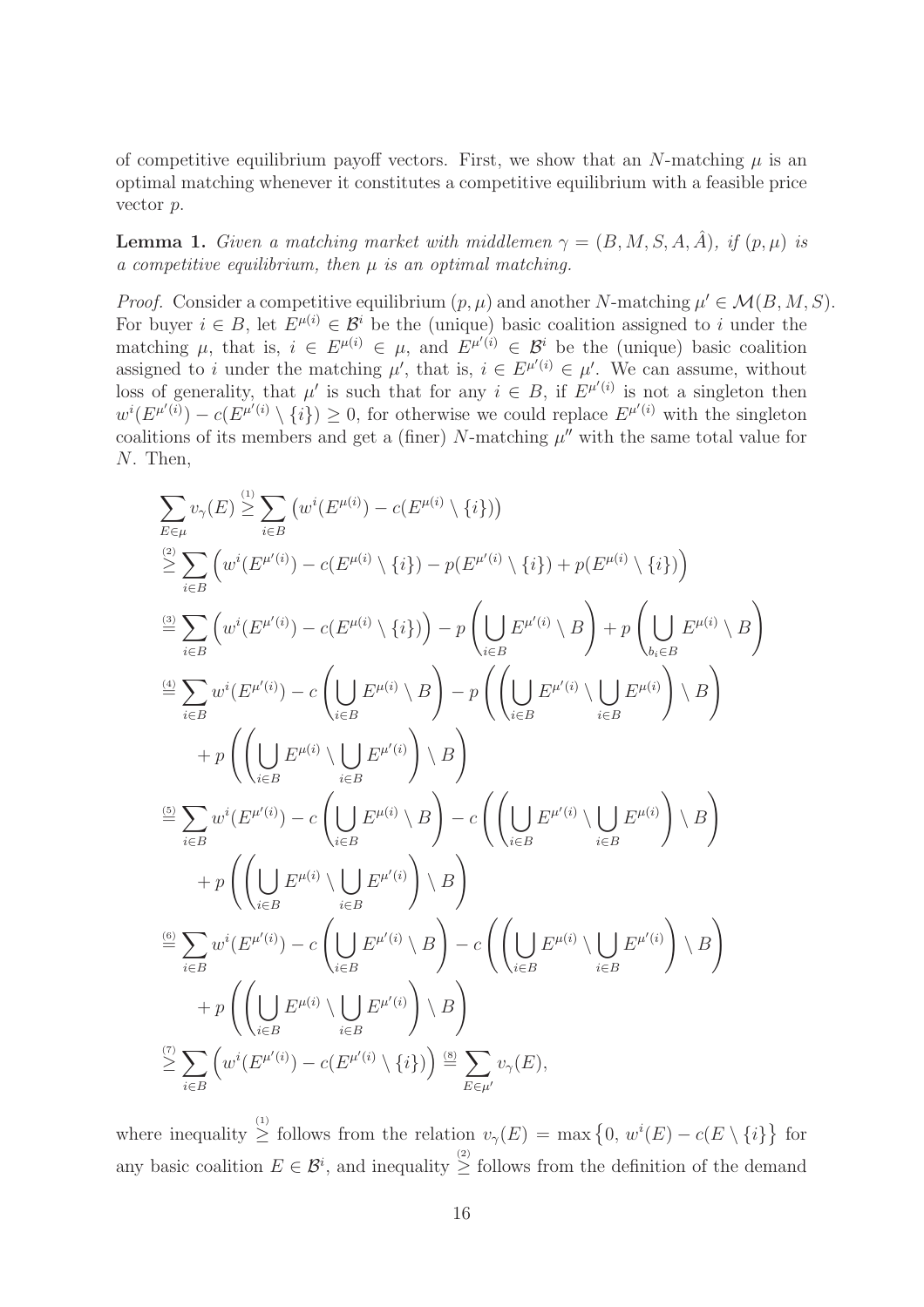of competitive equilibrium payoff vectors. First, we show that an $N$-matching $\mu$ is an optimal matching whenever it constitutes a competitive equilibrium with a feasible price vector $p$.

**Lemma 1.** *Given a matching market with middlemen $\gamma = (B, M, S, A, \hat{A})$, if $(p, \mu)$ is a competitive equilibrium, then $\mu$ is an optimal matching.*

*Proof.* Consider a competitive equilibrium $(p, \mu)$ and another $N$-matching $\mu' \in \mathcal{M}(B, M, S)$. For buyer $i \in B$, let $E^{\mu(i)} \in \mathcal{B}^i$ be the (unique) basic coalition assigned to $i$ under the matching $\mu$, that is, $i \in E^{\mu(i)} \in \mu$, and $E^{\mu'(i)} \in \mathcal{B}^i$ be the (unique) basic coalition assigned to $i$ under the matching $\mu'$, that is, $i \in E^{\mu'(i)} \in \mu'$. We can assume, without loss of generality, that $\mu'$ is such that for any $i \in B$, if $E^{\mu'(i)}$ is not a singleton then $w^i(E^{\mu'(i)}) - c(E^{\mu'(i)} \setminus \{i\}) \geq 0$, for otherwise we could replace $E^{\mu'(i)}$ with the singleton coalitions of its members and get a (finer) $N$-matching $\mu''$ with the same total value for $N$. Then,

$$
\begin{aligned}
\sum_{E \in \mu} v_\gamma(E) &\overset{(1)}{\geq} \sum_{i \in B} \left( w^i(E^{\mu(i)}) - c(E^{\mu(i)} \setminus \{i\}) \right) \\
&\overset{(2)}{\geq} \sum_{i \in B} \Big( w^i(E^{\mu'(i)}) - c(E^{\mu(i)} \setminus \{i\}) - p(E^{\mu'(i)} \setminus \{i\}) + p(E^{\mu(i)} \setminus \{i\}) \Big) \\
&\overset{(3)}{=} \sum_{i \in B} \Big( w^i(E^{\mu'(i)}) - c(E^{\mu(i)} \setminus \{i\}) \Big) - p\left( \bigcup_{i \in B} E^{\mu'(i)} \setminus B \right) + p\left( \bigcup_{b_i \in B} E^{\mu(i)} \setminus B \right) \\
&\overset{(4)}{=} \sum_{i \in B} w^i(E^{\mu'(i)}) - c\left( \bigcup_{i \in B} E^{\mu(i)} \setminus B \right) - p\left( \left( \bigcup_{i \in B} E^{\mu'(i)} \setminus \bigcup_{i \in B} E^{\mu(i)} \right) \setminus B \right) \\
&\qquad + p\left( \left( \bigcup_{i \in B} E^{\mu(i)} \setminus \bigcup_{i \in B} E^{\mu'(i)} \right) \setminus B \right) \\
&\overset{(5)}{=} \sum_{i \in B} w^i(E^{\mu'(i)}) - c\left( \bigcup_{i \in B} E^{\mu(i)} \setminus B \right) - c\left( \left( \bigcup_{i \in B} E^{\mu'(i)} \setminus \bigcup_{i \in B} E^{\mu(i)} \right) \setminus B \right) \\
&\qquad + p\left( \left( \bigcup_{i \in B} E^{\mu(i)} \setminus \bigcup_{i \in B} E^{\mu'(i)} \right) \setminus B \right) \\
&\overset{(6)}{=} \sum_{i \in B} w^i(E^{\mu'(i)}) - c\left( \bigcup_{i \in B} E^{\mu'(i)} \setminus B \right) - c\left( \left( \bigcup_{i \in B} E^{\mu(i)} \setminus \bigcup_{i \in B} E^{\mu'(i)} \right) \setminus B \right) \\
&\qquad + p\left( \left( \bigcup_{i \in B} E^{\mu(i)} \setminus \bigcup_{i \in B} E^{\mu'(i)} \right) \setminus B \right) \\
&\overset{(7)}{\geq} \sum_{i \in B} \Big( w^i(E^{\mu'(i)}) - c(E^{\mu'(i)} \setminus \{i\}) \Big) \overset{(8)}{=} \sum_{E \in \mu'} v_\gamma(E),
\end{aligned}
$$

where inequality $\overset{(1)}{\geq}$ follows from the relation $v_\gamma(E) = \max\{0,\, w^i(E) - c(E \setminus \{i\}\}$ for any basic coalition $E \in \mathcal{B}^i$, and inequality $\overset{(2)}{\geq}$ follows from the definition of the demand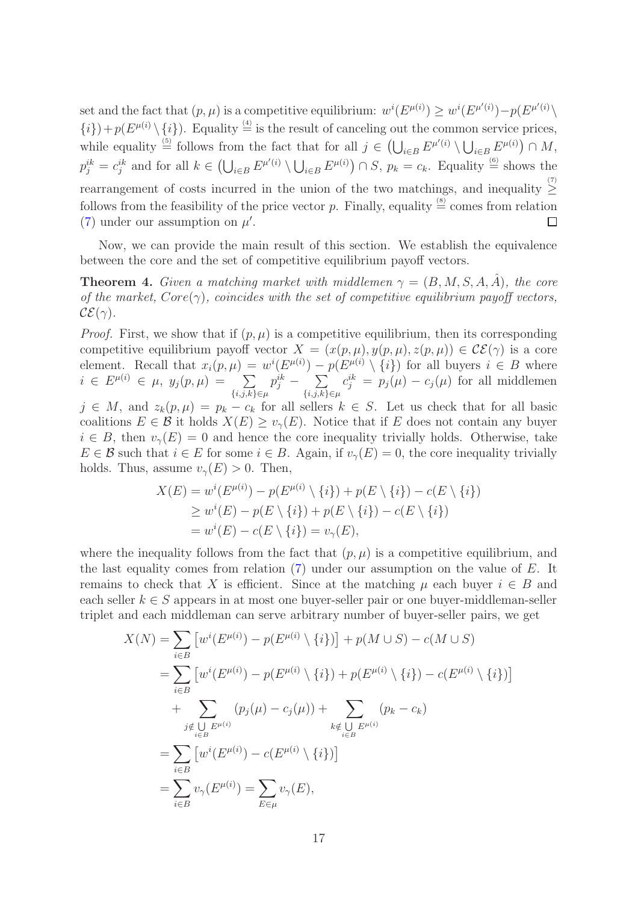set and the fact that $(p, \mu)$ is a competitive equilibrium: $w^i(E^{\mu(i)}) \geq w^i(E^{\mu'(i)}) - p(E^{\mu'(i)} \setminus \{i\}) + p(E^{\mu(i)} \setminus \{i\})$. Equality $\stackrel{(4)}{=}$ is the result of canceling out the common service prices, while equality $\stackrel{(5)}{=}$ follows from the fact that for all $j \in \left(\bigcup_{i \in B} E^{\mu'(i)} \setminus \bigcup_{i \in B} E^{\mu(i)}\right) \cap M$, $p_j^{ik} = c_j^{ik}$ and for all $k \in \left(\bigcup_{i \in B} E^{\mu'(i)} \setminus \bigcup_{i \in B} E^{\mu(i)}\right) \cap S$, $p_k = c_k$. Equality $\stackrel{(6)}{=}$ shows the rearrangement of costs incurred in the union of the two matchings, and inequality $\stackrel{(7)}{\geq}$ follows from the feasibility of the price vector $p$. Finally, equality $\stackrel{(8)}{=}$ comes from relation (7) under our assumption on $\mu'$. $\square$

Now, we can provide the main result of this section. We establish the equivalence between the core and the set of competitive equilibrium payoff vectors.

**Theorem 4.** *Given a matching market with middlemen $\gamma = (B, M, S, A, \hat{A})$, the core of the market, $Core(\gamma)$, coincides with the set of competitive equilibrium payoff vectors, $\mathcal{CE}(\gamma)$.*

*Proof.* First, we show that if $(p, \mu)$ is a competitive equilibrium, then its corresponding competitive equilibrium payoff vector $X = (x(p, \mu), y(p, \mu), z(p, \mu)) \in \mathcal{CE}(\gamma)$ is a core element. Recall that $x_i(p, \mu) = w^i(E^{\mu(i)}) - p(E^{\mu(i)} \setminus \{i\})$ for all buyers $i \in B$ where $i \in E^{\mu(i)} \in \mu$, $y_j(p, \mu) = \sum_{\{i,j,k\} \in \mu} p_j^{ik} - \sum_{\{i,j,k\} \in \mu} c_j^{ik} = p_j(\mu) - c_j(\mu)$ for all middlemen $j \in M$, and $z_k(p, \mu) = p_k - c_k$ for all sellers $k \in S$. Let us check that for all basic coalitions $E \in \mathcal{B}$ it holds $X(E) \geq v_\gamma(E)$. Notice that if $E$ does not contain any buyer $i \in B$, then $v_\gamma(E) = 0$ and hence the core inequality trivially holds. Otherwise, take $E \in \mathcal{B}$ such that $i \in E$ for some $i \in B$. Again, if $v_\gamma(E) = 0$, the core inequality trivially holds. Thus, assume $v_\gamma(E) > 0$. Then,

$$
\begin{aligned}
X(E) &= w^i(E^{\mu(i)}) - p(E^{\mu(i)} \setminus \{i\}) + p(E \setminus \{i\}) - c(E \setminus \{i\}) \\
&\geq w^i(E) - p(E \setminus \{i\}) + p(E \setminus \{i\}) - c(E \setminus \{i\}) \\
&= w^i(E) - c(E \setminus \{i\}) = v_\gamma(E),
\end{aligned}
$$

where the inequality follows from the fact that $(p, \mu)$ is a competitive equilibrium, and the last equality comes from relation (7) under our assumption on the value of $E$. It remains to check that $X$ is efficient. Since at the matching $\mu$ each buyer $i \in B$ and each seller $k \in S$ appears in at most one buyer-seller pair or one buyer-middleman-seller triplet and each middleman can serve arbitrary number of buyer-seller pairs, we get

$$
\begin{aligned}
X(N) &= \sum_{i \in B} \left[ w^i(E^{\mu(i)}) - p(E^{\mu(i)} \setminus \{i\}) \right] + p(M \cup S) - c(M \cup S) \\
&= \sum_{i \in B} \left[ w^i(E^{\mu(i)}) - p(E^{\mu(i)} \setminus \{i\}) + p(E^{\mu(i)} \setminus \{i\}) - c(E^{\mu(i)} \setminus \{i\}) \right] \\
&\quad + \sum_{j \notin \bigcup\limits_{i \in B} E^{\mu(i)}} (p_j(\mu) - c_j(\mu)) + \sum_{k \notin \bigcup\limits_{i \in B} E^{\mu(i)}} (p_k - c_k) \\
&= \sum_{i \in B} \left[ w^i(E^{\mu(i)}) - c(E^{\mu(i)} \setminus \{i\}) \right] \\
&= \sum_{i \in B} v_\gamma(E^{\mu(i)}) = \sum_{E \in \mu} v_\gamma(E),
\end{aligned}
$$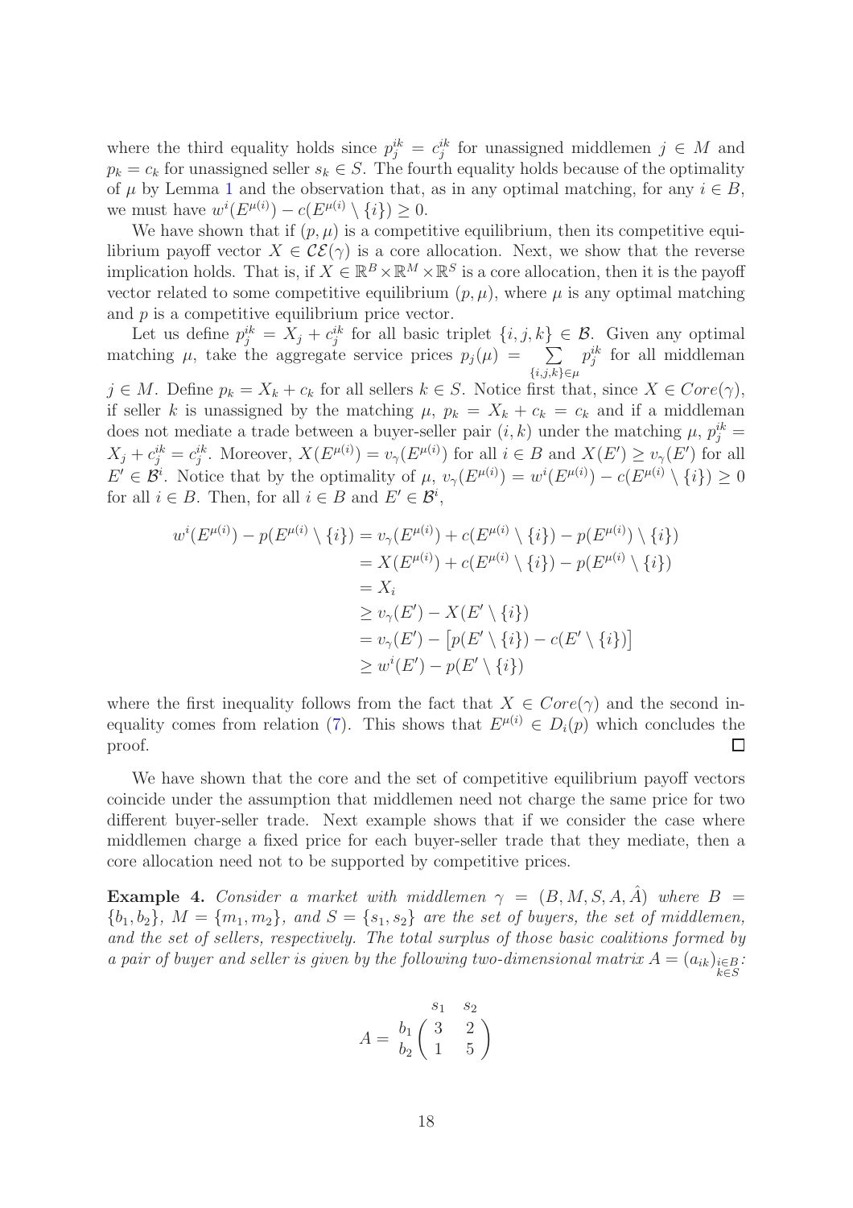where the third equality holds since $p_j^{ik} = c_j^{ik}$ for unassigned middlemen $j \in M$ and $p_k = c_k$ for unassigned seller $s_k \in S$. The fourth equality holds because of the optimality of $\mu$ by Lemma 1 and the observation that, as in any optimal matching, for any $i \in B$, we must have $w^i(E^{\mu(i)}) - c(E^{\mu(i)} \setminus \{i\}) \geq 0$.

We have shown that if $(p, \mu)$ is a competitive equilibrium, then its competitive equilibrium payoff vector $X \in \mathcal{CE}(\gamma)$ is a core allocation. Next, we show that the reverse implication holds. That is, if $X \in \mathbb{R}^B \times \mathbb{R}^M \times \mathbb{R}^S$ is a core allocation, then it is the payoff vector related to some competitive equilibrium $(p, \mu)$, where $\mu$ is any optimal matching and $p$ is a competitive equilibrium price vector.

Let us define $p_j^{ik} = X_j + c_j^{ik}$ for all basic triplet $\{i, j, k\} \in \mathcal{B}$. Given any optimal matching $\mu$, take the aggregate service prices $p_j(\mu) = \sum_{\{i,j,k\} \in \mu} p_j^{ik}$ for all middleman $j \in M$. Define $p_k = X_k + c_k$ for all sellers $k \in S$. Notice first that, since $X \in Core(\gamma)$, if seller $k$ is unassigned by the matching $\mu$, $p_k = X_k + c_k = c_k$ and if a middleman does not mediate a trade between a buyer-seller pair $(i, k)$ under the matching $\mu$, $p_j^{ik} = X_j + c_j^{ik} = c_j^{ik}$. Moreover, $X(E^{\mu(i)}) = v_\gamma(E^{\mu(i)})$ for all $i \in B$ and $X(E') \geq v_\gamma(E')$ for all $E' \in \mathcal{B}^i$. Notice that by the optimality of $\mu$, $v_\gamma(E^{\mu(i)}) = w^i(E^{\mu(i)}) - c(E^{\mu(i)} \setminus \{i\}) \geq 0$ for all $i \in B$. Then, for all $i \in B$ and $E' \in \mathcal{B}^i$,

$$
\begin{aligned}
w^i(E^{\mu(i)}) - p(E^{\mu(i)} \setminus \{i\}) &= v_\gamma(E^{\mu(i)}) + c(E^{\mu(i)} \setminus \{i\}) - p(E^{\mu(i)}) \setminus \{i\}) \\
&= X(E^{\mu(i)}) + c(E^{\mu(i)} \setminus \{i\}) - p(E^{\mu(i)} \setminus \{i\}) \\
&= X_i \\
&\geq v_\gamma(E') - X(E' \setminus \{i\}) \\
&= v_\gamma(E') - \left[p(E' \setminus \{i\}) - c(E' \setminus \{i\})\right] \\
&\geq w^i(E') - p(E' \setminus \{i\})
\end{aligned}
$$

where the first inequality follows from the fact that $X \in Core(\gamma)$ and the second inequality comes from relation (7). This shows that $E^{\mu(i)} \in D_i(p)$ which concludes the proof. $\square$

We have shown that the core and the set of competitive equilibrium payoff vectors coincide under the assumption that middlemen need not charge the same price for two different buyer-seller trade. Next example shows that if we consider the case where middlemen charge a fixed price for each buyer-seller trade that they mediate, then a core allocation need not to be supported by competitive prices.

**Example 4.** *Consider a market with middlemen $\gamma = (B, M, S, A, \hat{A})$ where $B = \{b_1, b_2\}$, $M = \{m_1, m_2\}$, and $S = \{s_1, s_2\}$ are the set of buyers, the set of middlemen, and the set of sellers, respectively. The total surplus of those basic coalitions formed by a pair of buyer and seller is given by the following two-dimensional matrix $A = (a_{ik})_{\substack{i \in B \\ k \in S}}$:*

$$
A = \begin{array}{c} \\ b_1 \\ b_2 \end{array} \!\!\begin{array}{c} \begin{array}{cc} s_1 & s_2 \end{array} \\ \begin{pmatrix} 3 & 2 \\ 1 & 5 \end{pmatrix} \end{array}
$$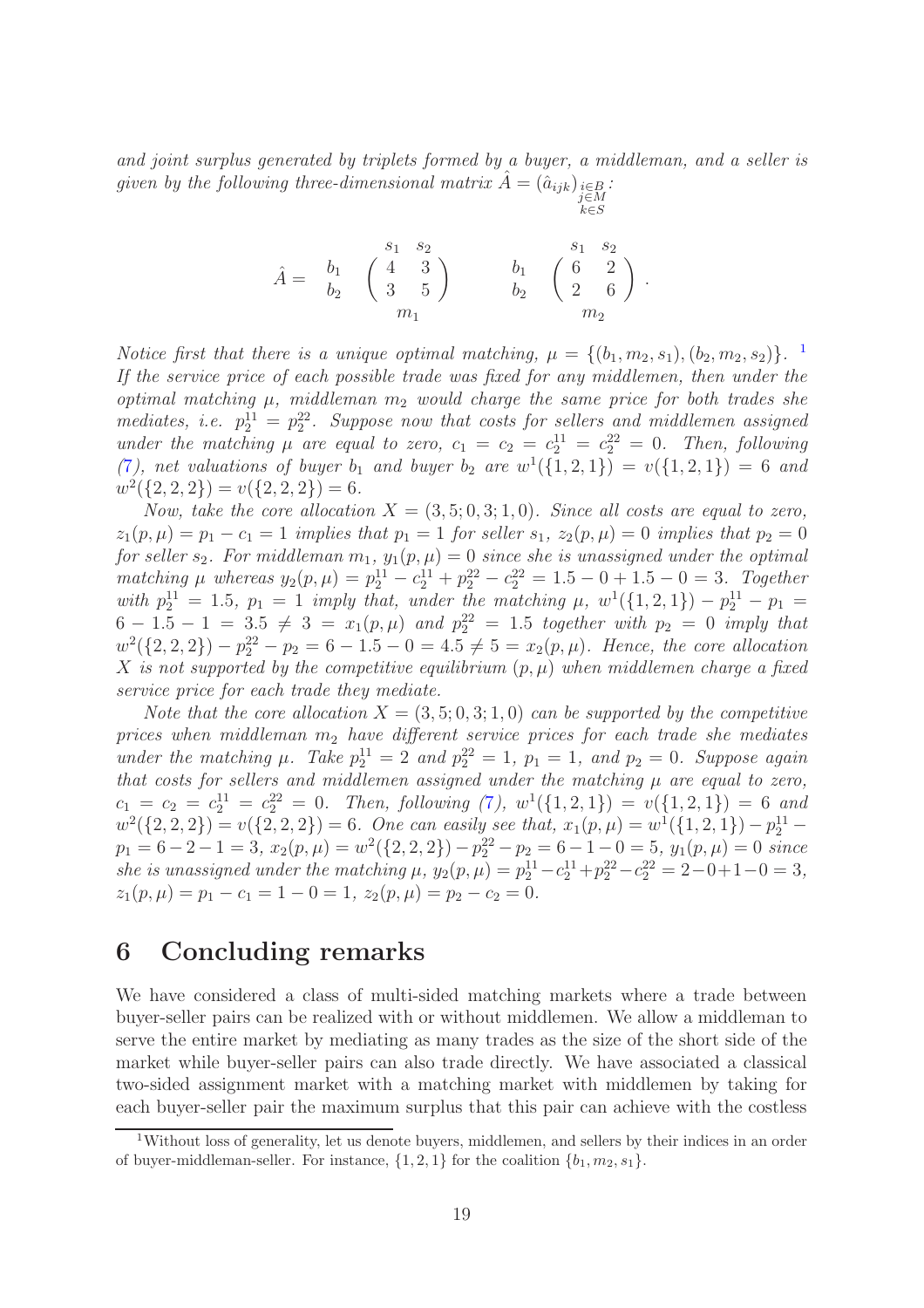*and joint surplus generated by triplets formed by a buyer, a middleman, and a seller is given by the following three-dimensional matrix* $\hat{A} = (\hat{a}_{ijk})_{\substack{i\in B\\ j\in M\\ k\in S}}$:

$$\hat{A} = \begin{array}{c} \\ b_1 \\ b_2 \\ \\ \end{array} \begin{array}{c} \begin{array}{cc} s_1 & s_2 \end{array} \\ \begin{pmatrix} 4 & 3 \\ 3 & 5 \end{pmatrix} \\ m_1 \end{array} \qquad \begin{array}{c} \\ b_1 \\ b_2 \\ \\ \end{array} \begin{array}{c} \begin{array}{cc} s_1 & s_2 \end{array} \\ \begin{pmatrix} 6 & 2 \\ 2 & 6 \end{pmatrix} \\ m_2 \end{array}.$$

*Notice first that there is a unique optimal matching,* $\mu = \{(b_1, m_2, s_1), (b_2, m_2, s_2)\}$. [1] *If the service price of each possible trade was fixed for any middlemen, then under the optimal matching* $\mu$*, middleman* $m_2$ *would charge the same price for both trades she mediates, i.e.* $p_2^{11} = p_2^{22}$. *Suppose now that costs for sellers and middlemen assigned under the matching* $\mu$ *are equal to zero,* $c_1 = c_2 = c_2^{11} = c_2^{22} = 0$. *Then, following (7), net valuations of buyer* $b_1$ *and buyer* $b_2$ *are* $w^1(\{1,2,1\}) = v(\{1,2,1\}) = 6$ *and* $w^2(\{2,2,2\}) = v(\{2,2,2\}) = 6$.

*Now, take the core allocation* $X = (3,5;0,3;1,0)$. *Since all costs are equal to zero,* $z_1(p,\mu) = p_1 - c_1 = 1$ *implies that* $p_1 = 1$ *for seller* $s_1$*,* $z_2(p,\mu) = 0$ *implies that* $p_2 = 0$ *for seller* $s_2$. *For middleman* $m_1$*,* $y_1(p,\mu) = 0$ *since she is unassigned under the optimal matching* $\mu$ *whereas* $y_2(p,\mu) = p_2^{11} - c_2^{11} + p_2^{22} - c_2^{22} = 1.5 - 0 + 1.5 - 0 = 3$. *Together with* $p_2^{11} = 1.5$*,* $p_1 = 1$ *imply that, under the matching* $\mu$*,* $w^1(\{1,2,1\}) - p_2^{11} - p_1 = 6 - 1.5 - 1 = 3.5 \neq 3 = x_1(p,\mu)$ *and* $p_2^{22} = 1.5$ *together with* $p_2 = 0$ *imply that* $w^2(\{2,2,2\}) - p_2^{22} - p_2 = 6 - 1.5 - 0 = 4.5 \neq 5 = x_2(p,\mu)$. *Hence, the core allocation* $X$ *is not supported by the competitive equilibrium* $(p,\mu)$ *when middlemen charge a fixed service price for each trade they mediate.*

*Note that the core allocation* $X = (3,5;0,3;1,0)$ *can be supported by the competitive prices when middleman* $m_2$ *have different service prices for each trade she mediates under the matching* $\mu$. *Take* $p_2^{11} = 2$ *and* $p_2^{22} = 1$*,* $p_1 = 1$*, and* $p_2 = 0$. *Suppose again that costs for sellers and middlemen assigned under the matching* $\mu$ *are equal to zero,* $c_1 = c_2 = c_2^{11} = c_2^{22} = 0$. *Then, following (7),* $w^1(\{1,2,1\}) = v(\{1,2,1\}) = 6$ *and* $w^2(\{2,2,2\}) = v(\{2,2,2\}) = 6$. *One can easily see that,* $x_1(p,\mu) = w^1(\{1,2,1\}) - p_2^{11} - p_1 = 6 - 2 - 1 = 3$*,* $x_2(p,\mu) = w^2(\{2,2,2\}) - p_2^{22} - p_2 = 6 - 1 - 0 = 5$*,* $y_1(p,\mu) = 0$ *since she is unassigned under the matching* $\mu$*,* $y_2(p,\mu) = p_2^{11} - c_2^{11} + p_2^{22} - c_2^{22} = 2 - 0 + 1 - 0 = 3$*,* $z_1(p,\mu) = p_1 - c_1 = 1 - 0 = 1$*,* $z_2(p,\mu) = p_2 - c_2 = 0$.

# 6 Concluding remarks

We have considered a class of multi-sided matching markets where a trade between buyer-seller pairs can be realized with or without middlemen. We allow a middleman to serve the entire market by mediating as many trades as the size of the short side of the market while buyer-seller pairs can also trade directly. We have associated a classical two-sided assignment market with a matching market with middlemen by taking for each buyer-seller pair the maximum surplus that this pair can achieve with the costless

[1] Without loss of generality, let us denote buyers, middlemen, and sellers by their indices in an order of buyer-middleman-seller. For instance, $\{1,2,1\}$ for the coalition $\{b_1, m_2, s_1\}$.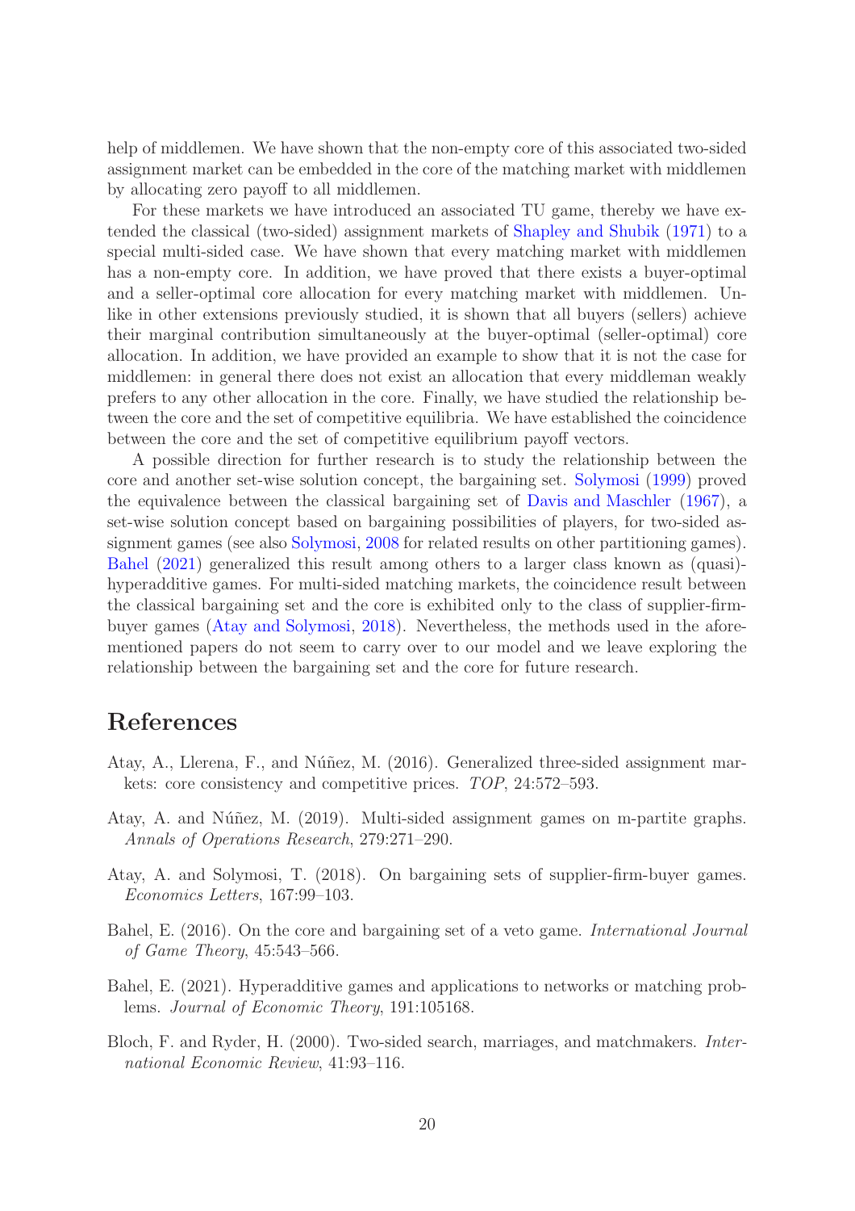help of middlemen. We have shown that the non-empty core of this associated two-sided assignment market can be embedded in the core of the matching market with middlemen by allocating zero payoff to all middlemen.

For these markets we have introduced an associated TU game, thereby we have extended the classical (two-sided) assignment markets of Shapley and Shubik (1971) to a special multi-sided case. We have shown that every matching market with middlemen has a non-empty core. In addition, we have proved that there exists a buyer-optimal and a seller-optimal core allocation for every matching market with middlemen. Unlike in other extensions previously studied, it is shown that all buyers (sellers) achieve their marginal contribution simultaneously at the buyer-optimal (seller-optimal) core allocation. In addition, we have provided an example to show that it is not the case for middlemen: in general there does not exist an allocation that every middleman weakly prefers to any other allocation in the core. Finally, we have studied the relationship between the core and the set of competitive equilibria. We have established the coincidence between the core and the set of competitive equilibrium payoff vectors.

A possible direction for further research is to study the relationship between the core and another set-wise solution concept, the bargaining set. Solymosi (1999) proved the equivalence between the classical bargaining set of Davis and Maschler (1967), a set-wise solution concept based on bargaining possibilities of players, for two-sided assignment games (see also Solymosi, 2008 for related results on other partitioning games). Bahel (2021) generalized this result among others to a larger class known as (quasi)-hyperadditive games. For multi-sided matching markets, the coincidence result between the classical bargaining set and the core is exhibited only to the class of supplier-firm-buyer games (Atay and Solymosi, 2018). Nevertheless, the methods used in the aforementioned papers do not seem to carry over to our model and we leave exploring the relationship between the bargaining set and the core for future research.

# References

Atay, A., Llerena, F., and Núñez, M. (2016). Generalized three-sided assignment markets: core consistency and competitive prices. *TOP*, 24:572–593.

Atay, A. and Núñez, M. (2019). Multi-sided assignment games on m-partite graphs. *Annals of Operations Research*, 279:271–290.

Atay, A. and Solymosi, T. (2018). On bargaining sets of supplier-firm-buyer games. *Economics Letters*, 167:99–103.

Bahel, E. (2016). On the core and bargaining set of a veto game. *International Journal of Game Theory*, 45:543–566.

Bahel, E. (2021). Hyperadditive games and applications to networks or matching problems. *Journal of Economic Theory*, 191:105168.

Bloch, F. and Ryder, H. (2000). Two-sided search, marriages, and matchmakers. *International Economic Review*, 41:93–116.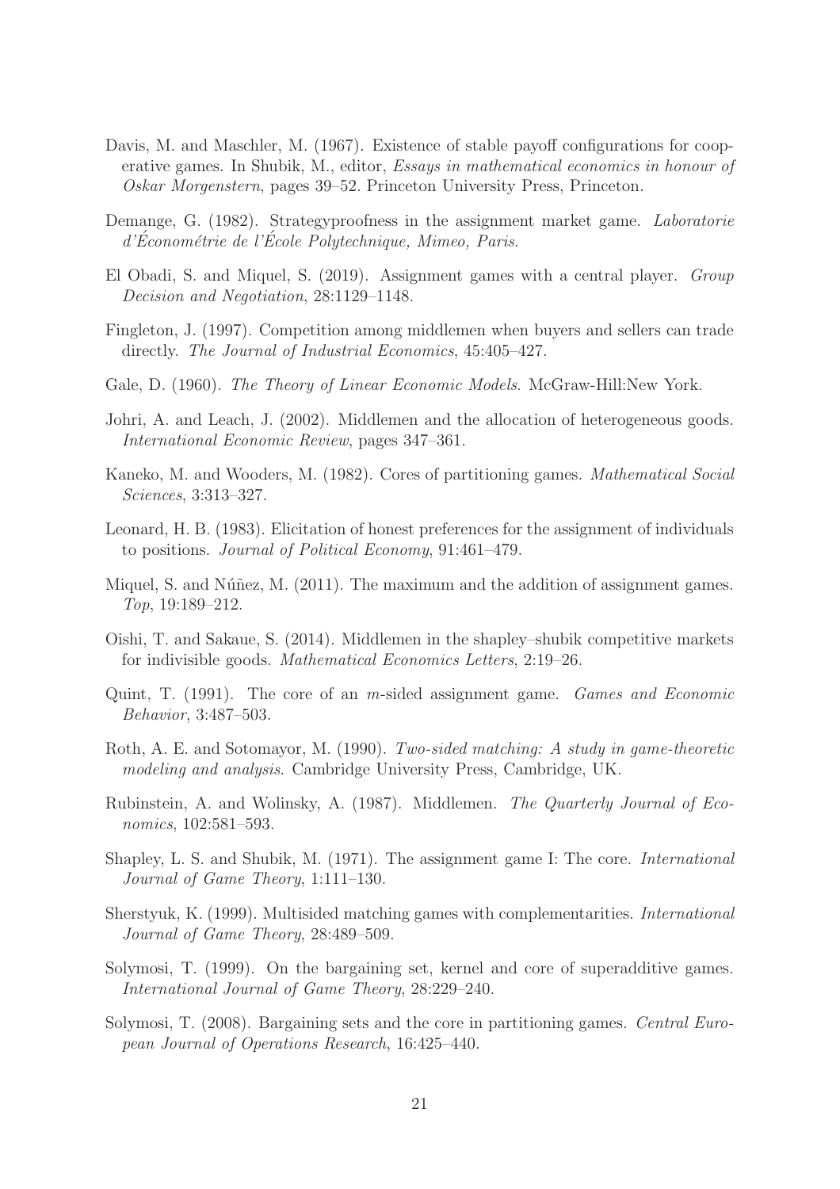Davis, M. and Maschler, M. (1967). Existence of stable payoff configurations for cooperative games. In Shubik, M., editor, *Essays in mathematical economics in honour of Oskar Morgenstern*, pages 39–52. Princeton University Press, Princeton.

Demange, G. (1982). Strategyproofness in the assignment market game. *Laboratorie d'Économétrie de l'École Polytechnique, Mimeo, Paris*.

El Obadi, S. and Miquel, S. (2019). Assignment games with a central player. *Group Decision and Negotiation*, 28:1129–1148.

Fingleton, J. (1997). Competition among middlemen when buyers and sellers can trade directly. *The Journal of Industrial Economics*, 45:405–427.

Gale, D. (1960). *The Theory of Linear Economic Models*. McGraw-Hill:New York.

Johri, A. and Leach, J. (2002). Middlemen and the allocation of heterogeneous goods. *International Economic Review*, pages 347–361.

Kaneko, M. and Wooders, M. (1982). Cores of partitioning games. *Mathematical Social Sciences*, 3:313–327.

Leonard, H. B. (1983). Elicitation of honest preferences for the assignment of individuals to positions. *Journal of Political Economy*, 91:461–479.

Miquel, S. and Núñez, M. (2011). The maximum and the addition of assignment games. *Top*, 19:189–212.

Oishi, T. and Sakaue, S. (2014). Middlemen in the shapley–shubik competitive markets for indivisible goods. *Mathematical Economics Letters*, 2:19–26.

Quint, T. (1991). The core of an $m$-sided assignment game. *Games and Economic Behavior*, 3:487–503.

Roth, A. E. and Sotomayor, M. (1990). *Two-sided matching: A study in game-theoretic modeling and analysis*. Cambridge University Press, Cambridge, UK.

Rubinstein, A. and Wolinsky, A. (1987). Middlemen. *The Quarterly Journal of Economics*, 102:581–593.

Shapley, L. S. and Shubik, M. (1971). The assignment game I: The core. *International Journal of Game Theory*, 1:111–130.

Sherstyuk, K. (1999). Multisided matching games with complementarities. *International Journal of Game Theory*, 28:489–509.

Solymosi, T. (1999). On the bargaining set, kernel and core of superadditive games. *International Journal of Game Theory*, 28:229–240.

Solymosi, T. (2008). Bargaining sets and the core in partitioning games. *Central European Journal of Operations Research*, 16:425–440.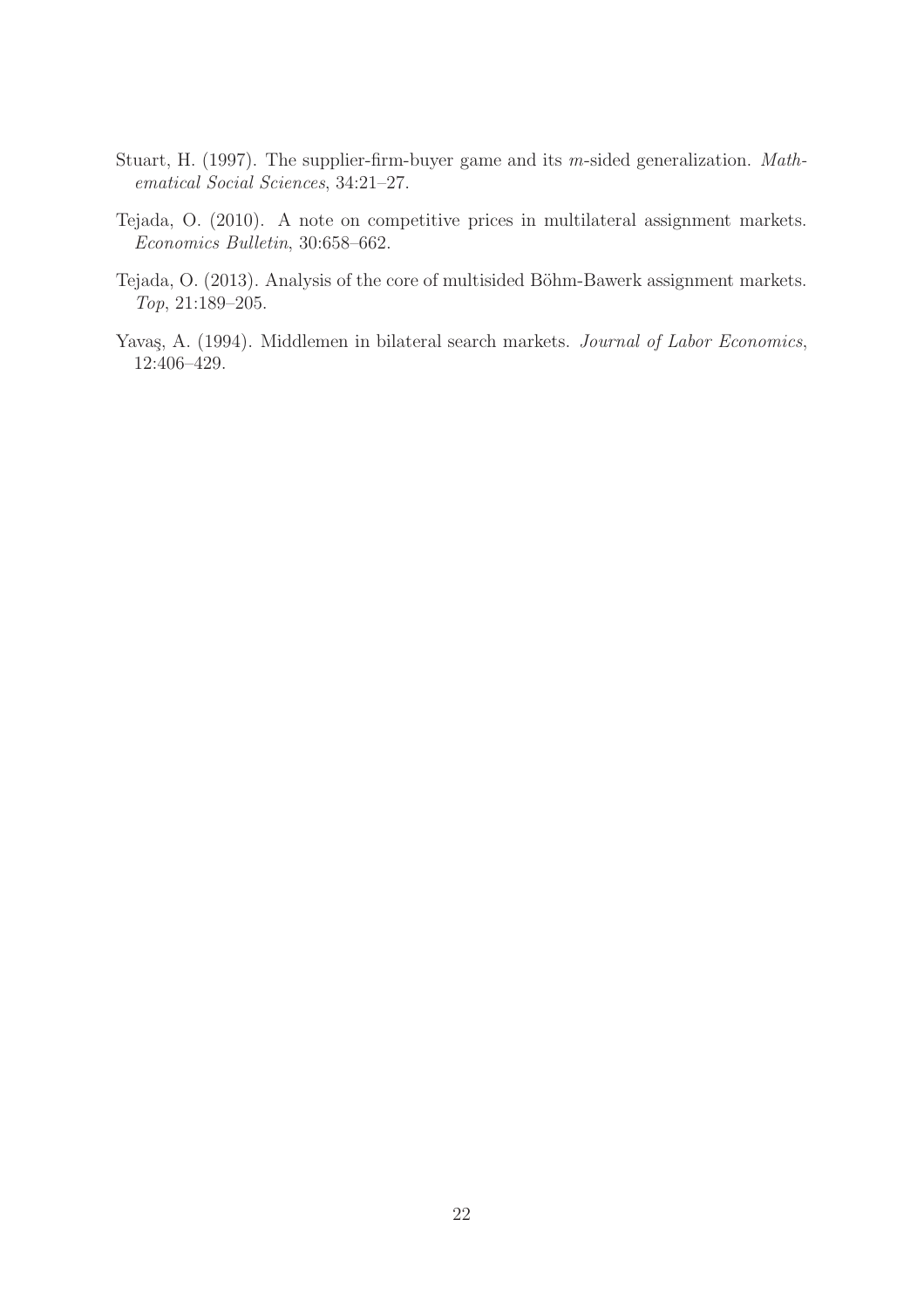Stuart, H. (1997). The supplier-firm-buyer game and its $m$-sided generalization. *Mathematical Social Sciences*, 34:21–27.

Tejada, O. (2010). A note on competitive prices in multilateral assignment markets. *Economics Bulletin*, 30:658–662.

Tejada, O. (2013). Analysis of the core of multisided Böhm-Bawerk assignment markets. *Top*, 21:189–205.

Yavaş, A. (1994). Middlemen in bilateral search markets. *Journal of Labor Economics*, 12:406–429.